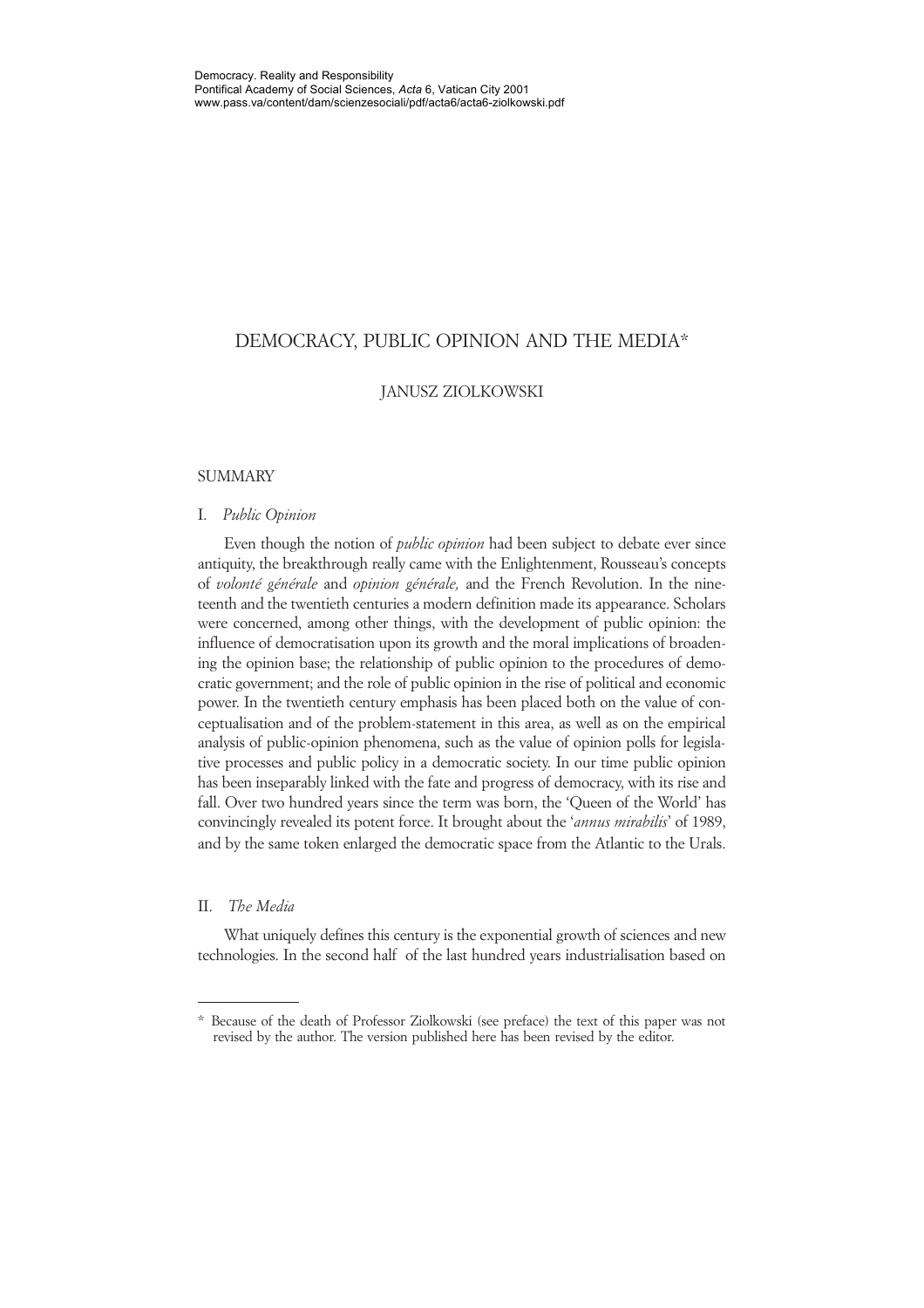Democracy. Reality and Responsibility
Pontifical Academy of Social Sciences, *Acta* 6, Vatican City 2001
www.pass.va/content/dam/scienzesociali/pdf/acta6/acta6-ziolkowski.pdf

# DEMOCRACY, PUBLIC OPINION AND THE MEDIA*

JANUSZ ZIOLKOWSKI

## SUMMARY

### I. *Public Opinion*

Even though the notion of *public opinion* had been subject to debate ever since antiquity, the breakthrough really came with the Enlightenment, Rousseau's concepts of *volonté générale* and *opinion générale,* and the French Revolution. In the nineteenth and the twentieth centuries a modern definition made its appearance. Scholars were concerned, among other things, with the development of public opinion: the influence of democratisation upon its growth and the moral implications of broadening the opinion base; the relationship of public opinion to the procedures of democratic government; and the role of public opinion in the rise of political and economic power. In the twentieth century emphasis has been placed both on the value of conceptualisation and of the problem-statement in this area, as well as on the empirical analysis of public-opinion phenomena, such as the value of opinion polls for legislative processes and public policy in a democratic society. In our time public opinion has been inseparably linked with the fate and progress of democracy, with its rise and fall. Over two hundred years since the term was born, the 'Queen of the World' has convincingly revealed its potent force. It brought about the '*annus mirabilis*' of 1989, and by the same token enlarged the democratic space from the Atlantic to the Urals.

### II. *The Media*

What uniquely defines this century is the exponential growth of sciences and new technologies. In the second half of the last hundred years industrialisation based on

---

\* Because of the death of Professor Ziolkowski (see preface) the text of this paper was not revised by the author. The version published here has been revised by the editor.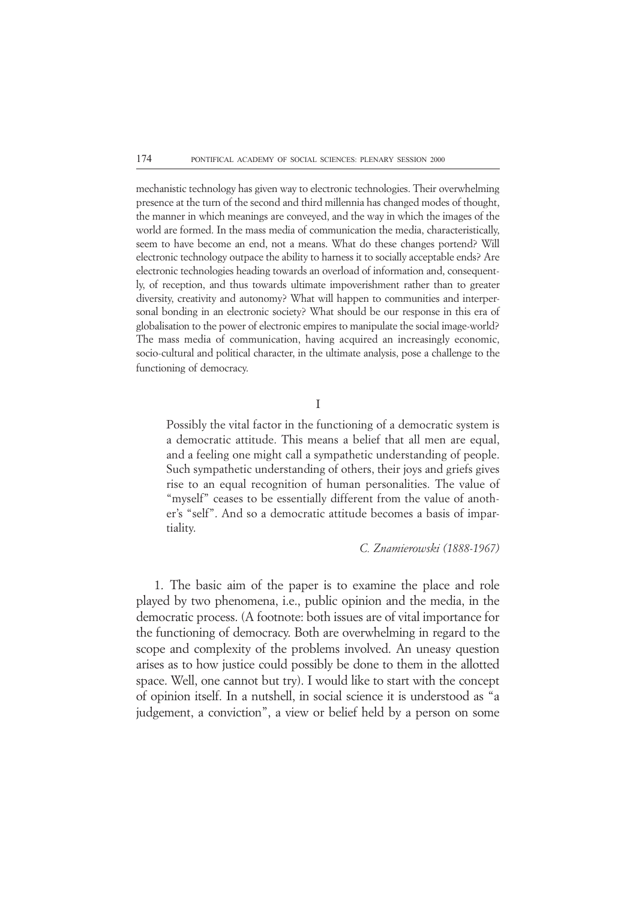mechanistic technology has given way to electronic technologies. Their overwhelming presence at the turn of the second and third millennia has changed modes of thought, the manner in which meanings are conveyed, and the way in which the images of the world are formed. In the mass media of communication the media, characteristically, seem to have become an end, not a means. What do these changes portend? Will electronic technology outpace the ability to harness it to socially acceptable ends? Are electronic technologies heading towards an overload of information and, consequently, of reception, and thus towards ultimate impoverishment rather than to greater diversity, creativity and autonomy? What will happen to communities and interpersonal bonding in an electronic society? What should be our response in this era of globalisation to the power of electronic empires to manipulate the social image-world? The mass media of communication, having acquired an increasingly economic, socio-cultural and political character, in the ultimate analysis, pose a challenge to the functioning of democracy.

## I

> Possibly the vital factor in the functioning of a democratic system is a democratic attitude. This means a belief that all men are equal, and a feeling one might call a sympathetic understanding of people. Such sympathetic understanding of others, their joys and griefs gives rise to an equal recognition of human personalities. The value of "myself" ceases to be essentially different from the value of another's "self". And so a democratic attitude becomes a basis of impartiality.
>
> *C. Znamierowski (1888-1967)*

1. The basic aim of the paper is to examine the place and role played by two phenomena, i.e., public opinion and the media, in the democratic process. (A footnote: both issues are of vital importance for the functioning of democracy. Both are overwhelming in regard to the scope and complexity of the problems involved. An uneasy question arises as to how justice could possibly be done to them in the allotted space. Well, one cannot but try). I would like to start with the concept of opinion itself. In a nutshell, in social science it is understood as "a judgement, a conviction", a view or belief held by a person on some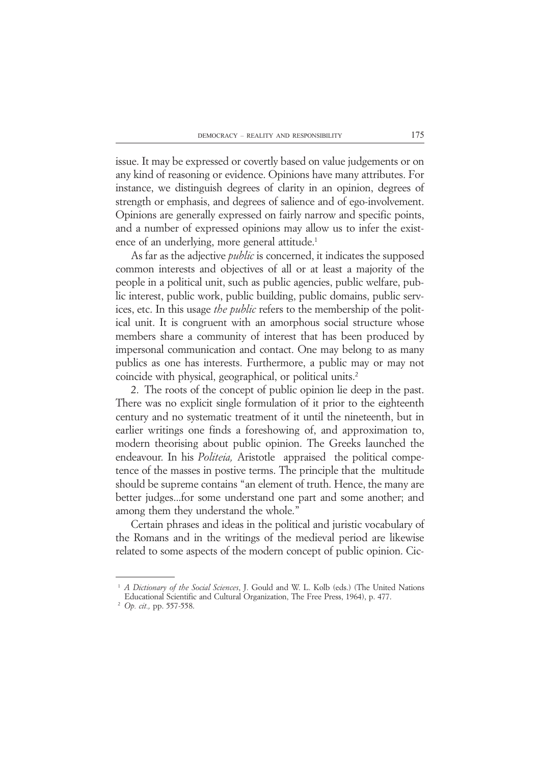issue. It may be expressed or covertly based on value judgements or on any kind of reasoning or evidence. Opinions have many attributes. For instance, we distinguish degrees of clarity in an opinion, degrees of strength or emphasis, and degrees of salience and of ego-involvement. Opinions are generally expressed on fairly narrow and specific points, and a number of expressed opinions may allow us to infer the existence of an underlying, more general attitude.[1]

As far as the adjective *public* is concerned, it indicates the supposed common interests and objectives of all or at least a majority of the people in a political unit, such as public agencies, public welfare, public interest, public work, public building, public domains, public services, etc. In this usage *the public* refers to the membership of the political unit. It is congruent with an amorphous social structure whose members share a community of interest that has been produced by impersonal communication and contact. One may belong to as many publics as one has interests. Furthermore, a public may or may not coincide with physical, geographical, or political units.[2]

2. The roots of the concept of public opinion lie deep in the past. There was no explicit single formulation of it prior to the eighteenth century and no systematic treatment of it until the nineteenth, but in earlier writings one finds a foreshowing of, and approximation to, modern theorising about public opinion. The Greeks launched the endeavour. In his *Politeia,* Aristotle appraised the political competence of the masses in postive terms. The principle that the multitude should be supreme contains "an element of truth. Hence, the many are better judges...for some understand one part and some another; and among them they understand the whole."

Certain phrases and ideas in the political and juristic vocabulary of the Romans and in the writings of the medieval period are likewise related to some aspects of the modern concept of public opinion. Cic-

---

[1] *A Dictionary of the Social Sciences*, J. Gould and W. L. Kolb (eds.) (The United Nations Educational Scientific and Cultural Organization, The Free Press, 1964), p. 477.

[2] *Op. cit.,* pp. 557-558.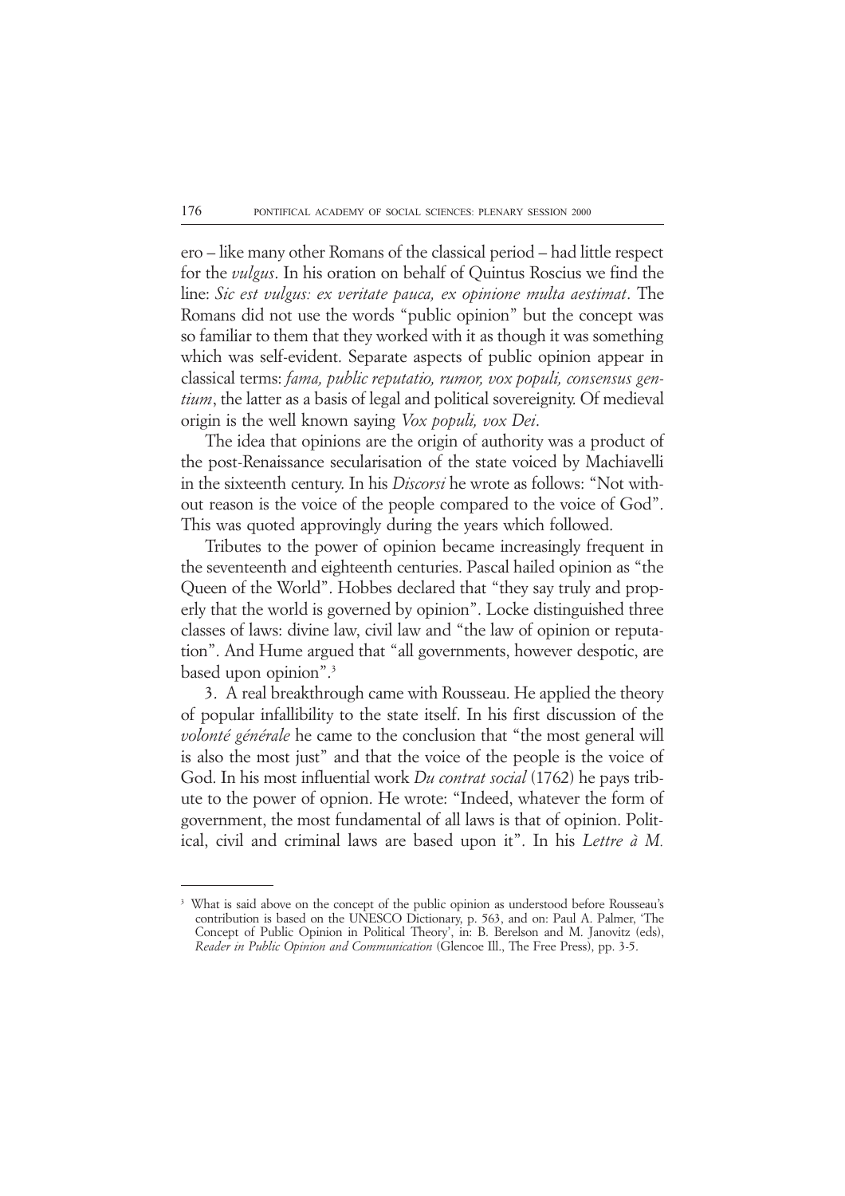ero – like many other Romans of the classical period – had little respect for the *vulgus*. In his oration on behalf of Quintus Roscius we find the line: *Sic est vulgus: ex veritate pauca, ex opinione multa aestimat*. The Romans did not use the words "public opinion" but the concept was so familiar to them that they worked with it as though it was something which was self-evident. Separate aspects of public opinion appear in classical terms: *fama, public reputatio, rumor, vox populi, consensus gentium*, the latter as a basis of legal and political sovereignity. Of medieval origin is the well known saying *Vox populi, vox Dei*.

The idea that opinions are the origin of authority was a product of the post-Renaissance secularisation of the state voiced by Machiavelli in the sixteenth century. In his *Discorsi* he wrote as follows: "Not without reason is the voice of the people compared to the voice of God". This was quoted approvingly during the years which followed.

Tributes to the power of opinion became increasingly frequent in the seventeenth and eighteenth centuries. Pascal hailed opinion as "the Queen of the World". Hobbes declared that "they say truly and properly that the world is governed by opinion". Locke distinguished three classes of laws: divine law, civil law and "the law of opinion or reputation". And Hume argued that "all governments, however despotic, are based upon opinion".[3]

3. A real breakthrough came with Rousseau. He applied the theory of popular infallibility to the state itself. In his first discussion of the *volonté générale* he came to the conclusion that "the most general will is also the most just" and that the voice of the people is the voice of God. In his most influential work *Du contrat social* (1762) he pays tribute to the power of opnion. He wrote: "Indeed, whatever the form of government, the most fundamental of all laws is that of opinion. Political, civil and criminal laws are based upon it". In his *Lettre à M.*

---

[3] What is said above on the concept of the public opinion as understood before Rousseau's contribution is based on the UNESCO Dictionary, p. 563, and on: Paul A. Palmer, 'The Concept of Public Opinion in Political Theory', in: B. Berelson and M. Janovitz (eds), *Reader in Public Opinion and Communication* (Glencoe Ill., The Free Press), pp. 3-5.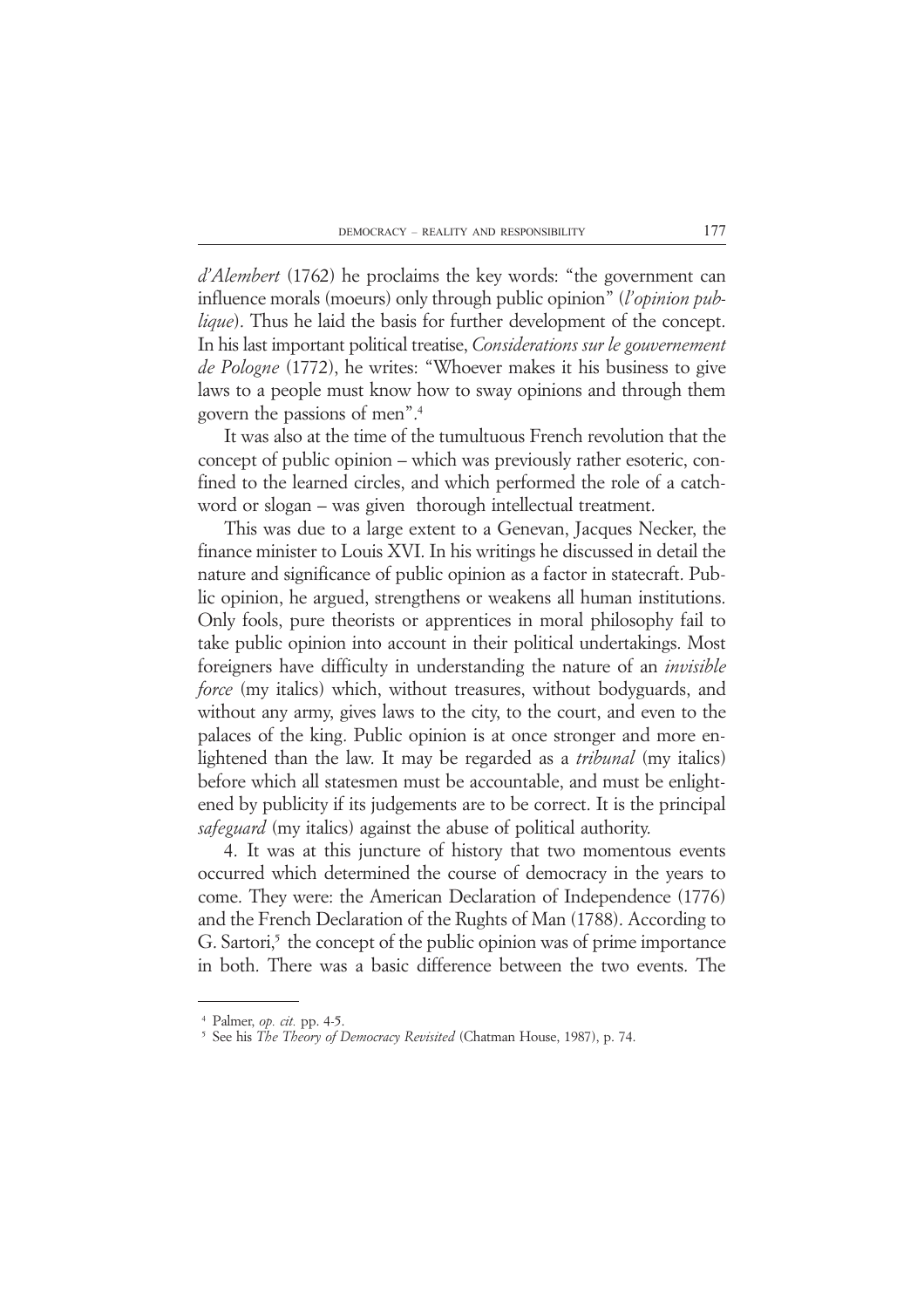*d'Alembert* (1762) he proclaims the key words: "the government can influence morals (moeurs) only through public opinion" (*l'opinion publique*). Thus he laid the basis for further development of the concept. In his last important political treatise, *Considerations sur le gouvernement de Pologne* (1772), he writes: "Whoever makes it his business to give laws to a people must know how to sway opinions and through them govern the passions of men".[4]

It was also at the time of the tumultuous French revolution that the concept of public opinion – which was previously rather esoteric, confined to the learned circles, and which performed the role of a catchword or slogan – was given thorough intellectual treatment.

This was due to a large extent to a Genevan, Jacques Necker, the finance minister to Louis XVI. In his writings he discussed in detail the nature and significance of public opinion as a factor in statecraft. Public opinion, he argued, strengthens or weakens all human institutions. Only fools, pure theorists or apprentices in moral philosophy fail to take public opinion into account in their political undertakings. Most foreigners have difficulty in understanding the nature of an *invisible force* (my italics) which, without treasures, without bodyguards, and without any army, gives laws to the city, to the court, and even to the palaces of the king. Public opinion is at once stronger and more enlightened than the law. It may be regarded as a *tribunal* (my italics) before which all statesmen must be accountable, and must be enlightened by publicity if its judgements are to be correct. It is the principal *safeguard* (my italics) against the abuse of political authority.

4. It was at this juncture of history that two momentous events occurred which determined the course of democracy in the years to come. They were: the American Declaration of Independence (1776) and the French Declaration of the Rughts of Man (1788). According to G. Sartori,[5] the concept of the public opinion was of prime importance in both. There was a basic difference between the two events. The

---

[4] Palmer, *op. cit.* pp. 4-5.

[5] See his *The Theory of Democracy Revisited* (Chatman House, 1987), p. 74.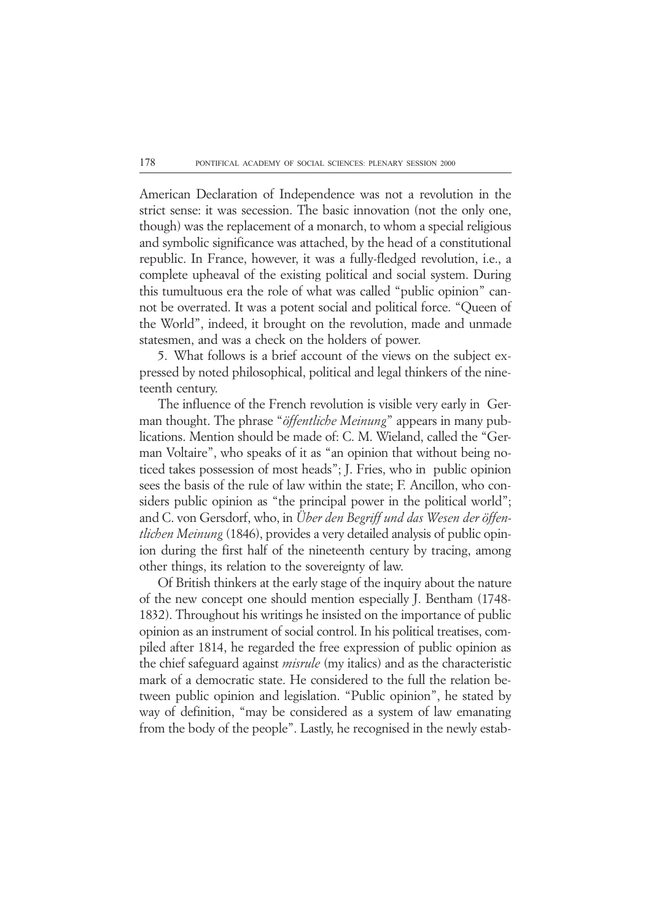American Declaration of Independence was not a revolution in the strict sense: it was secession. The basic innovation (not the only one, though) was the replacement of a monarch, to whom a special religious and symbolic significance was attached, by the head of a constitutional republic. In France, however, it was a fully-fledged revolution, i.e., a complete upheaval of the existing political and social system. During this tumultuous era the role of what was called "public opinion" cannot be overrated. It was a potent social and political force. "Queen of the World", indeed, it brought on the revolution, made and unmade statesmen, and was a check on the holders of power.

5. What follows is a brief account of the views on the subject expressed by noted philosophical, political and legal thinkers of the nineteenth century.

The influence of the French revolution is visible very early in German thought. The phrase "*öffentliche Meinung*" appears in many publications. Mention should be made of: C. M. Wieland, called the "German Voltaire", who speaks of it as "an opinion that without being noticed takes possession of most heads"; J. Fries, who in public opinion sees the basis of the rule of law within the state; F. Ancillon, who considers public opinion as "the principal power in the political world"; and C. von Gersdorf, who, in *Über den Begriff und das Wesen der öffentlichen Meinung* (1846), provides a very detailed analysis of public opinion during the first half of the nineteenth century by tracing, among other things, its relation to the sovereignty of law.

Of British thinkers at the early stage of the inquiry about the nature of the new concept one should mention especially J. Bentham (1748-1832). Throughout his writings he insisted on the importance of public opinion as an instrument of social control. In his political treatises, compiled after 1814, he regarded the free expression of public opinion as the chief safeguard against *misrule* (my italics) and as the characteristic mark of a democratic state. He considered to the full the relation between public opinion and legislation. "Public opinion", he stated by way of definition, "may be considered as a system of law emanating from the body of the people". Lastly, he recognised in the newly estab-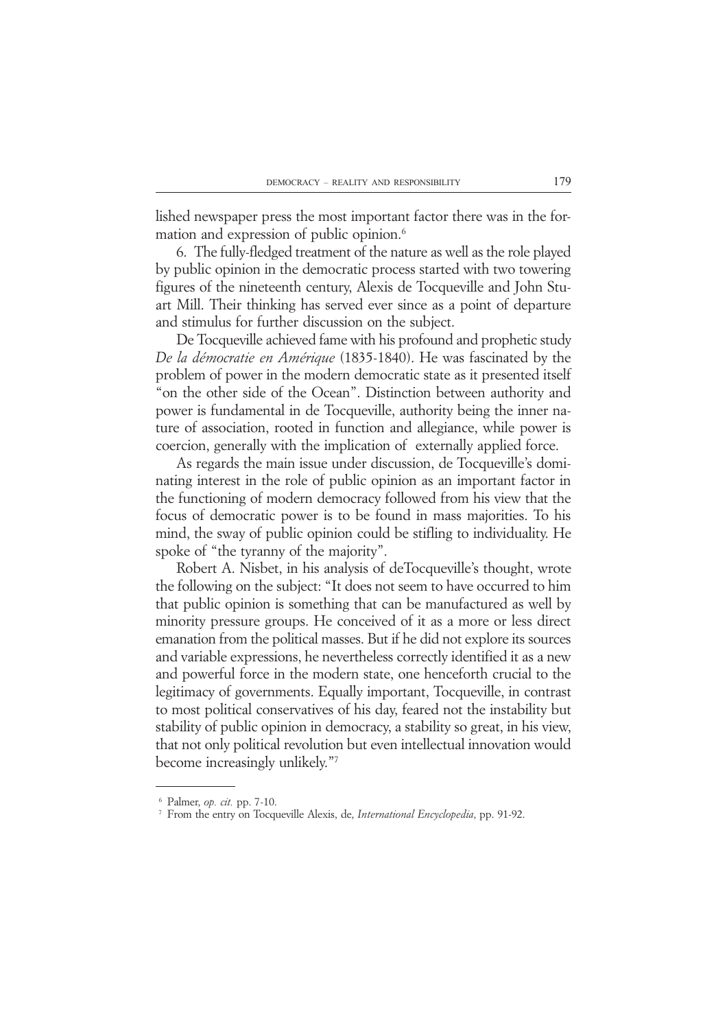lished newspaper press the most important factor there was in the formation and expression of public opinion.[6]

6. The fully-fledged treatment of the nature as well as the role played by public opinion in the democratic process started with two towering figures of the nineteenth century, Alexis de Tocqueville and John Stuart Mill. Their thinking has served ever since as a point of departure and stimulus for further discussion on the subject.

De Tocqueville achieved fame with his profound and prophetic study *De la démocratie en Amérique* (1835-1840). He was fascinated by the problem of power in the modern democratic state as it presented itself "on the other side of the Ocean". Distinction between authority and power is fundamental in de Tocqueville, authority being the inner nature of association, rooted in function and allegiance, while power is coercion, generally with the implication of externally applied force.

As regards the main issue under discussion, de Tocqueville's dominating interest in the role of public opinion as an important factor in the functioning of modern democracy followed from his view that the focus of democratic power is to be found in mass majorities. To his mind, the sway of public opinion could be stifling to individuality. He spoke of "the tyranny of the majority".

Robert A. Nisbet, in his analysis of deTocqueville's thought, wrote the following on the subject: "It does not seem to have occurred to him that public opinion is something that can be manufactured as well by minority pressure groups. He conceived of it as a more or less direct emanation from the political masses. But if he did not explore its sources and variable expressions, he nevertheless correctly identified it as a new and powerful force in the modern state, one henceforth crucial to the legitimacy of governments. Equally important, Tocqueville, in contrast to most political conservatives of his day, feared not the instability but stability of public opinion in democracy, a stability so great, in his view, that not only political revolution but even intellectual innovation would become increasingly unlikely."[7]

---

[6] Palmer, *op. cit.* pp. 7-10.

[7] From the entry on Tocqueville Alexis, de, *International Encyclopedia*, pp. 91-92.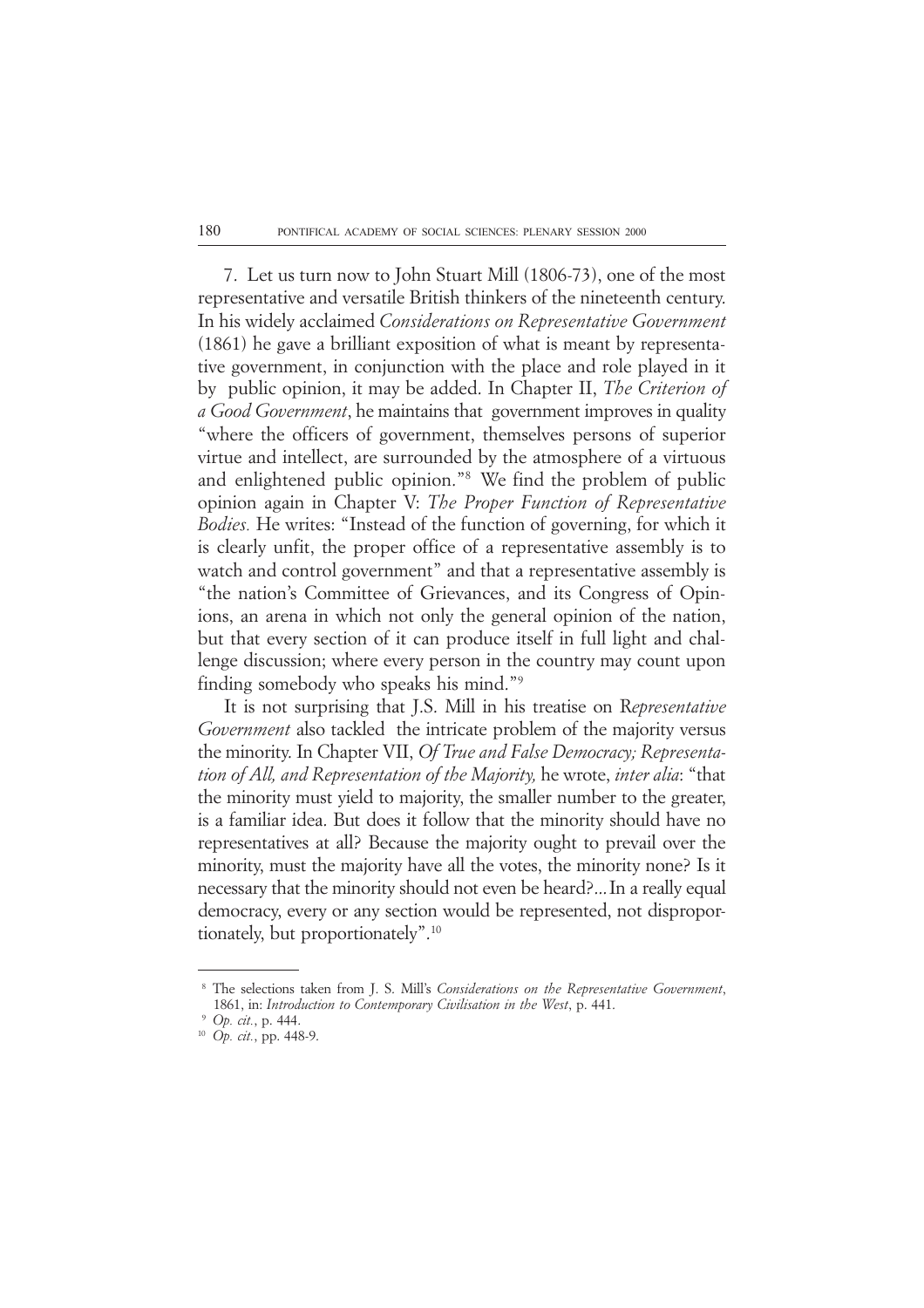7. Let us turn now to John Stuart Mill (1806-73), one of the most representative and versatile British thinkers of the nineteenth century. In his widely acclaimed *Considerations on Representative Government* (1861) he gave a brilliant exposition of what is meant by representative government, in conjunction with the place and role played in it by public opinion, it may be added. In Chapter II, *The Criterion of a Good Government*, he maintains that government improves in quality "where the officers of government, themselves persons of superior virtue and intellect, are surrounded by the atmosphere of a virtuous and enlightened public opinion."[8] We find the problem of public opinion again in Chapter V: *The Proper Function of Representative Bodies.* He writes: "Instead of the function of governing, for which it is clearly unfit, the proper office of a representative assembly is to watch and control government" and that a representative assembly is "the nation's Committee of Grievances, and its Congress of Opinions, an arena in which not only the general opinion of the nation, but that every section of it can produce itself in full light and challenge discussion; where every person in the country may count upon finding somebody who speaks his mind."[9]

It is not surprising that J.S. Mill in his treatise on R*epresentative Government* also tackled the intricate problem of the majority versus the minority. In Chapter VII, *Of True and False Democracy; Representation of All, and Representation of the Majority,* he wrote, *inter alia*: "that the minority must yield to majority, the smaller number to the greater, is a familiar idea. But does it follow that the minority should have no representatives at all? Because the majority ought to prevail over the minority, must the majority have all the votes, the minority none? Is it necessary that the minority should not even be heard?... In a really equal democracy, every or any section would be represented, not disproportionately, but proportionately".[10]

---

[8] The selections taken from J. S. Mill's *Considerations on the Representative Government*, 1861, in: *Introduction to Contemporary Civilisation in the West*, p. 441.

[9] *Op. cit.*, p. 444.

[10] *Op. cit.*, pp. 448-9.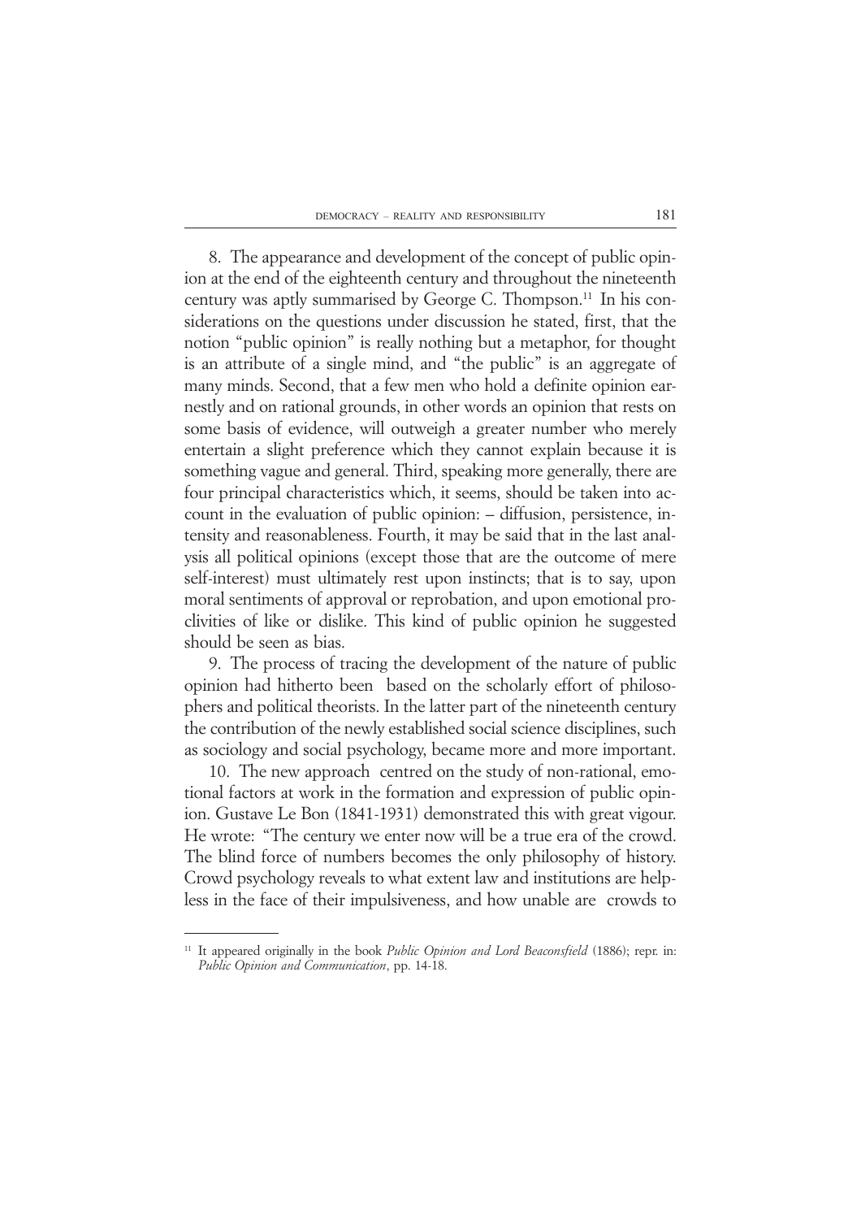8. The appearance and development of the concept of public opinion at the end of the eighteenth century and throughout the nineteenth century was aptly summarised by George C. Thompson.[11] In his considerations on the questions under discussion he stated, first, that the notion "public opinion" is really nothing but a metaphor, for thought is an attribute of a single mind, and "the public" is an aggregate of many minds. Second, that a few men who hold a definite opinion earnestly and on rational grounds, in other words an opinion that rests on some basis of evidence, will outweigh a greater number who merely entertain a slight preference which they cannot explain because it is something vague and general. Third, speaking more generally, there are four principal characteristics which, it seems, should be taken into account in the evaluation of public opinion: – diffusion, persistence, intensity and reasonableness. Fourth, it may be said that in the last analysis all political opinions (except those that are the outcome of mere self-interest) must ultimately rest upon instincts; that is to say, upon moral sentiments of approval or reprobation, and upon emotional proclivities of like or dislike. This kind of public opinion he suggested should be seen as bias.

9. The process of tracing the development of the nature of public opinion had hitherto been based on the scholarly effort of philosophers and political theorists. In the latter part of the nineteenth century the contribution of the newly established social science disciplines, such as sociology and social psychology, became more and more important.

10. The new approach centred on the study of non-rational, emotional factors at work in the formation and expression of public opinion. Gustave Le Bon (1841-1931) demonstrated this with great vigour. He wrote: "The century we enter now will be a true era of the crowd. The blind force of numbers becomes the only philosophy of history. Crowd psychology reveals to what extent law and institutions are helpless in the face of their impulsiveness, and how unable are crowds to

---

[11] It appeared originally in the book *Public Opinion and Lord Beaconsfield* (1886); repr. in: *Public Opinion and Communication*, pp. 14-18.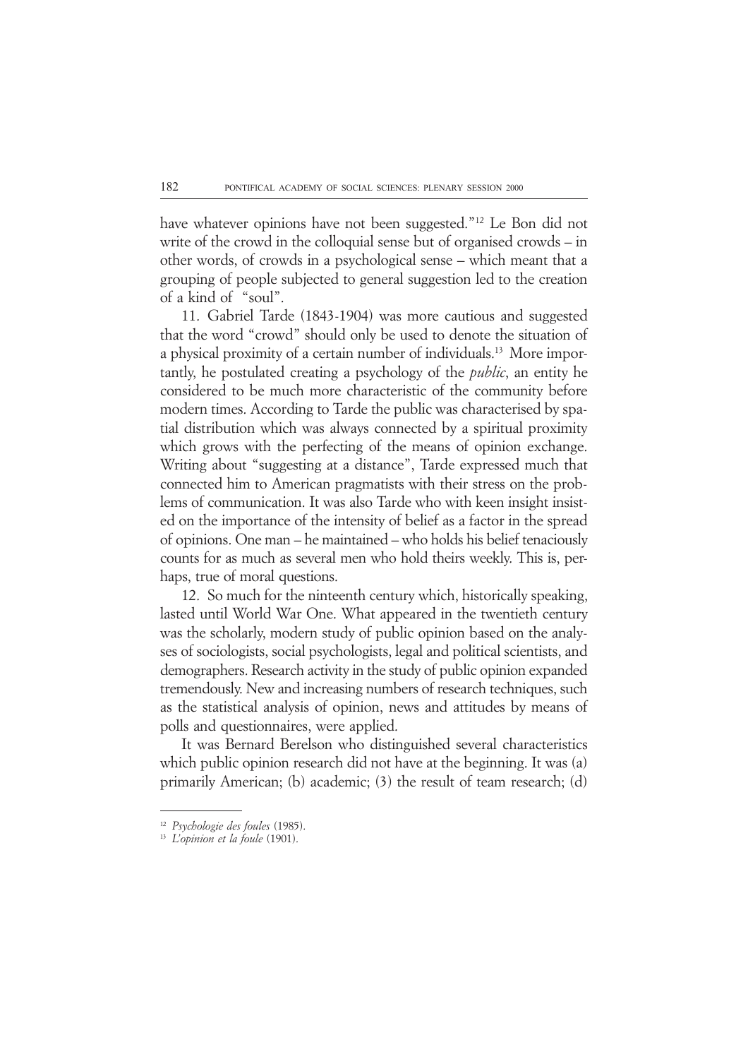have whatever opinions have not been suggested."[12] Le Bon did not write of the crowd in the colloquial sense but of organised crowds – in other words, of crowds in a psychological sense – which meant that a grouping of people subjected to general suggestion led to the creation of a kind of "soul".

11. Gabriel Tarde (1843-1904) was more cautious and suggested that the word "crowd" should only be used to denote the situation of a physical proximity of a certain number of individuals.[13] More importantly, he postulated creating a psychology of the *public*, an entity he considered to be much more characteristic of the community before modern times. According to Tarde the public was characterised by spatial distribution which was always connected by a spiritual proximity which grows with the perfecting of the means of opinion exchange. Writing about "suggesting at a distance", Tarde expressed much that connected him to American pragmatists with their stress on the problems of communication. It was also Tarde who with keen insight insisted on the importance of the intensity of belief as a factor in the spread of opinions. One man – he maintained – who holds his belief tenaciously counts for as much as several men who hold theirs weekly. This is, perhaps, true of moral questions.

12. So much for the ninteenth century which, historically speaking, lasted until World War One. What appeared in the twentieth century was the scholarly, modern study of public opinion based on the analyses of sociologists, social psychologists, legal and political scientists, and demographers. Research activity in the study of public opinion expanded tremendously. New and increasing numbers of research techniques, such as the statistical analysis of opinion, news and attitudes by means of polls and questionnaires, were applied.

It was Bernard Berelson who distinguished several characteristics which public opinion research did not have at the beginning. It was (a) primarily American; (b) academic; (3) the result of team research; (d)

---

[12] *Psychologie des foules* (1985).

[13] *L'opinion et la foule* (1901).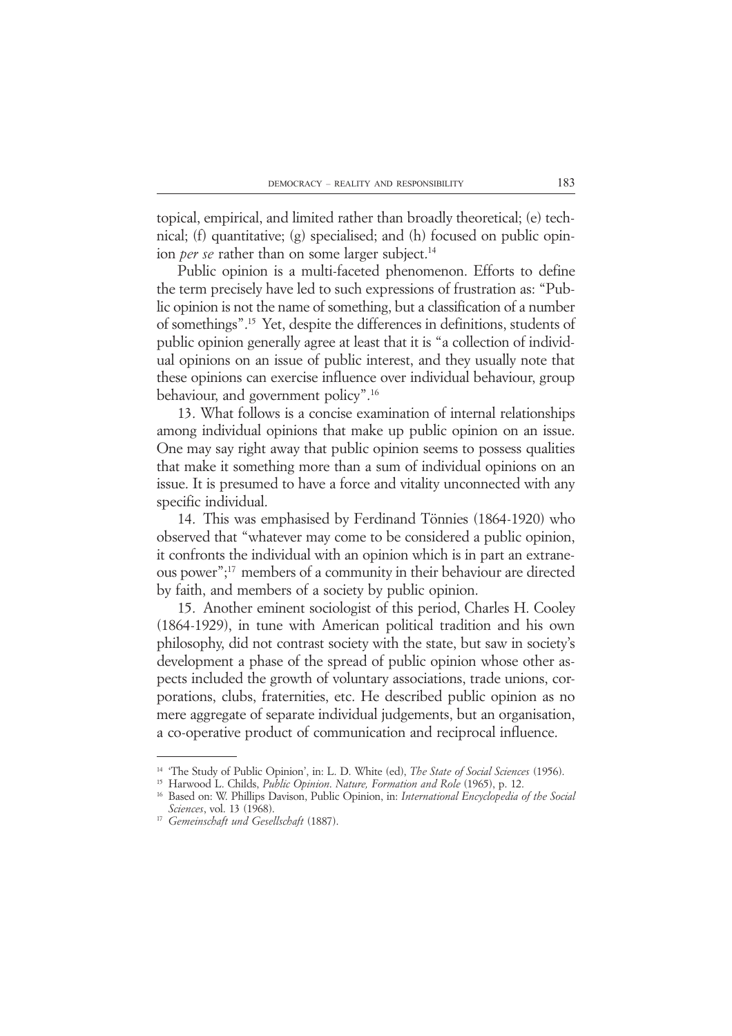topical, empirical, and limited rather than broadly theoretical; (e) technical; (f) quantitative; (g) specialised; and (h) focused on public opinion *per se* rather than on some larger subject.[14]

Public opinion is a multi-faceted phenomenon. Efforts to define the term precisely have led to such expressions of frustration as: "Public opinion is not the name of something, but a classification of a number of somethings".[15] Yet, despite the differences in definitions, students of public opinion generally agree at least that it is "a collection of individual opinions on an issue of public interest, and they usually note that these opinions can exercise influence over individual behaviour, group behaviour, and government policy".[16]

13. What follows is a concise examination of internal relationships among individual opinions that make up public opinion on an issue. One may say right away that public opinion seems to possess qualities that make it something more than a sum of individual opinions on an issue. It is presumed to have a force and vitality unconnected with any specific individual.

14. This was emphasised by Ferdinand Tönnies (1864-1920) who observed that "whatever may come to be considered a public opinion, it confronts the individual with an opinion which is in part an extraneous power";[17] members of a community in their behaviour are directed by faith, and members of a society by public opinion.

15. Another eminent sociologist of this period, Charles H. Cooley (1864-1929), in tune with American political tradition and his own philosophy, did not contrast society with the state, but saw in society's development a phase of the spread of public opinion whose other aspects included the growth of voluntary associations, trade unions, corporations, clubs, fraternities, etc. He described public opinion as no mere aggregate of separate individual judgements, but an organisation, a co-operative product of communication and reciprocal influence.

---

[14] 'The Study of Public Opinion', in: L. D. White (ed), *The State of Social Sciences* (1956).

[15] Harwood L. Childs, *Public Opinion. Nature, Formation and Role* (1965), p. 12.

[16] Based on: W. Phillips Davison, Public Opinion, in: *International Encyclopedia of the Social Sciences*, vol. 13 (1968).

[17] *Gemeinschaft und Gesellschaft* (1887).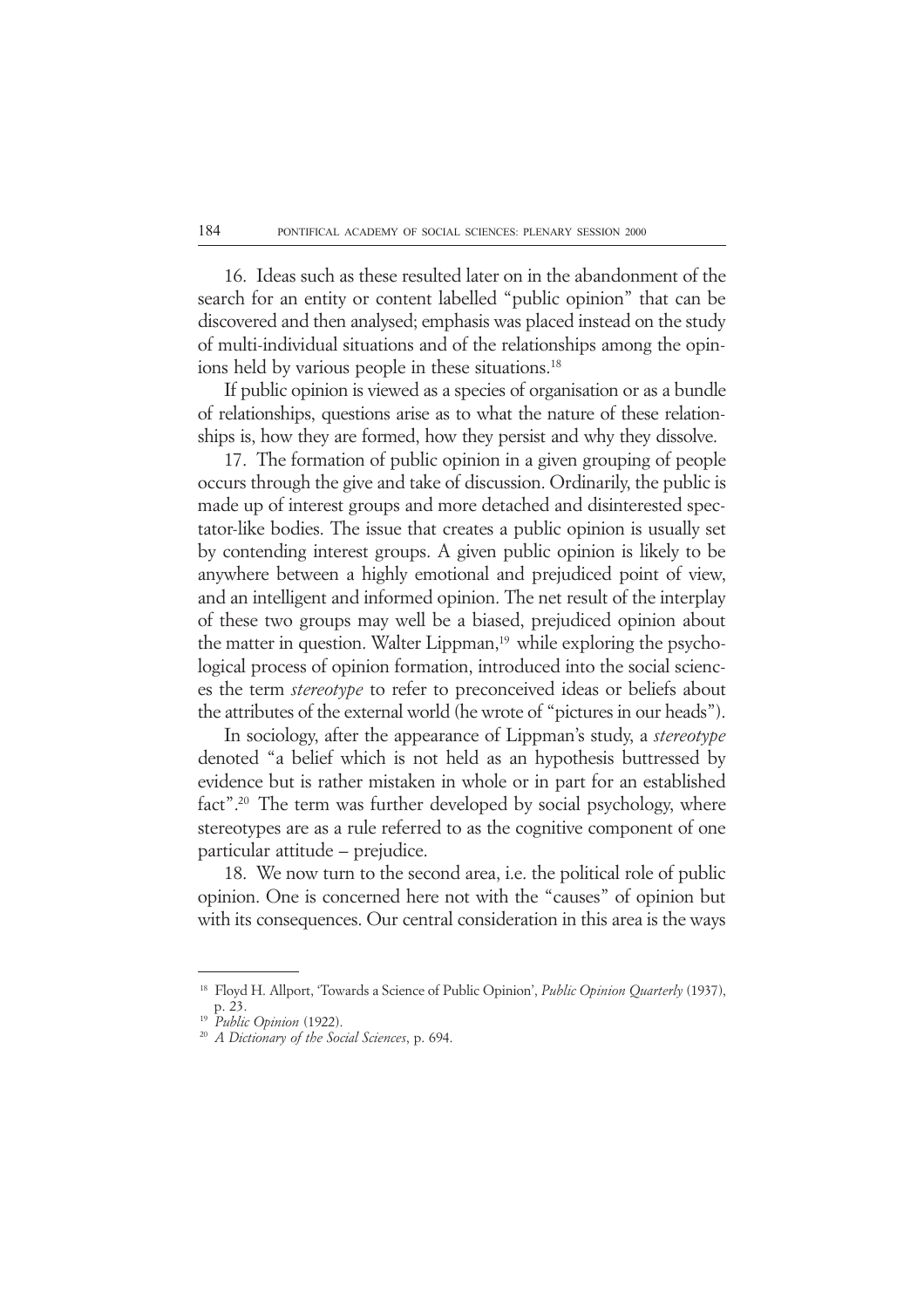16. Ideas such as these resulted later on in the abandonment of the search for an entity or content labelled "public opinion" that can be discovered and then analysed; emphasis was placed instead on the study of multi-individual situations and of the relationships among the opinions held by various people in these situations.[18]

If public opinion is viewed as a species of organisation or as a bundle of relationships, questions arise as to what the nature of these relationships is, how they are formed, how they persist and why they dissolve.

17. The formation of public opinion in a given grouping of people occurs through the give and take of discussion. Ordinarily, the public is made up of interest groups and more detached and disinterested spectator-like bodies. The issue that creates a public opinion is usually set by contending interest groups. A given public opinion is likely to be anywhere between a highly emotional and prejudiced point of view, and an intelligent and informed opinion. The net result of the interplay of these two groups may well be a biased, prejudiced opinion about the matter in question. Walter Lippman,[19] while exploring the psychological process of opinion formation, introduced into the social sciences the term *stereotype* to refer to preconceived ideas or beliefs about the attributes of the external world (he wrote of "pictures in our heads").

In sociology, after the appearance of Lippman's study, a *stereotype* denoted "a belief which is not held as an hypothesis buttressed by evidence but is rather mistaken in whole or in part for an established fact".[20] The term was further developed by social psychology, where stereotypes are as a rule referred to as the cognitive component of one particular attitude – prejudice.

18. We now turn to the second area, i.e. the political role of public opinion. One is concerned here not with the "causes" of opinion but with its consequences. Our central consideration in this area is the ways

---

[18] Floyd H. Allport, 'Towards a Science of Public Opinion', *Public Opinion Quarterly* (1937), p. 23.

[19] *Public Opinion* (1922).

[20] *A Dictionary of the Social Sciences*, p. 694.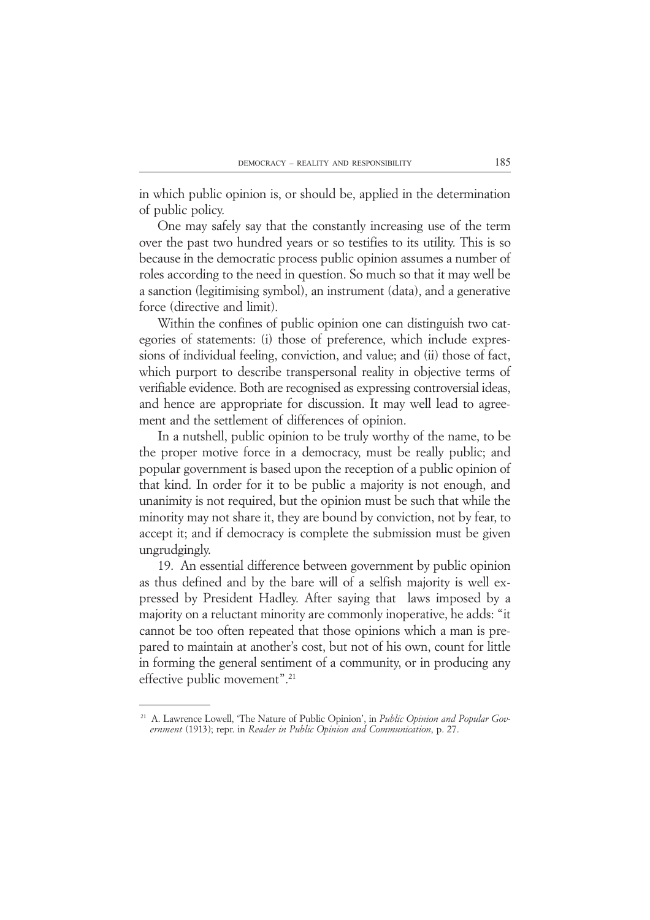in which public opinion is, or should be, applied in the determination of public policy.

One may safely say that the constantly increasing use of the term over the past two hundred years or so testifies to its utility. This is so because in the democratic process public opinion assumes a number of roles according to the need in question. So much so that it may well be a sanction (legitimising symbol), an instrument (data), and a generative force (directive and limit).

Within the confines of public opinion one can distinguish two categories of statements: (i) those of preference, which include expressions of individual feeling, conviction, and value; and (ii) those of fact, which purport to describe transpersonal reality in objective terms of verifiable evidence. Both are recognised as expressing controversial ideas, and hence are appropriate for discussion. It may well lead to agreement and the settlement of differences of opinion.

In a nutshell, public opinion to be truly worthy of the name, to be the proper motive force in a democracy, must be really public; and popular government is based upon the reception of a public opinion of that kind. In order for it to be public a majority is not enough, and unanimity is not required, but the opinion must be such that while the minority may not share it, they are bound by conviction, not by fear, to accept it; and if democracy is complete the submission must be given ungrudgingly.

19. An essential difference between government by public opinion as thus defined and by the bare will of a selfish majority is well expressed by President Hadley. After saying that laws imposed by a majority on a reluctant minority are commonly inoperative, he adds: "it cannot be too often repeated that those opinions which a man is prepared to maintain at another's cost, but not of his own, count for little in forming the general sentiment of a community, or in producing any effective public movement".[21]

---

[21] A. Lawrence Lowell, 'The Nature of Public Opinion', in *Public Opinion and Popular Government* (1913); repr. in *Reader in Public Opinion and Communication*, p. 27.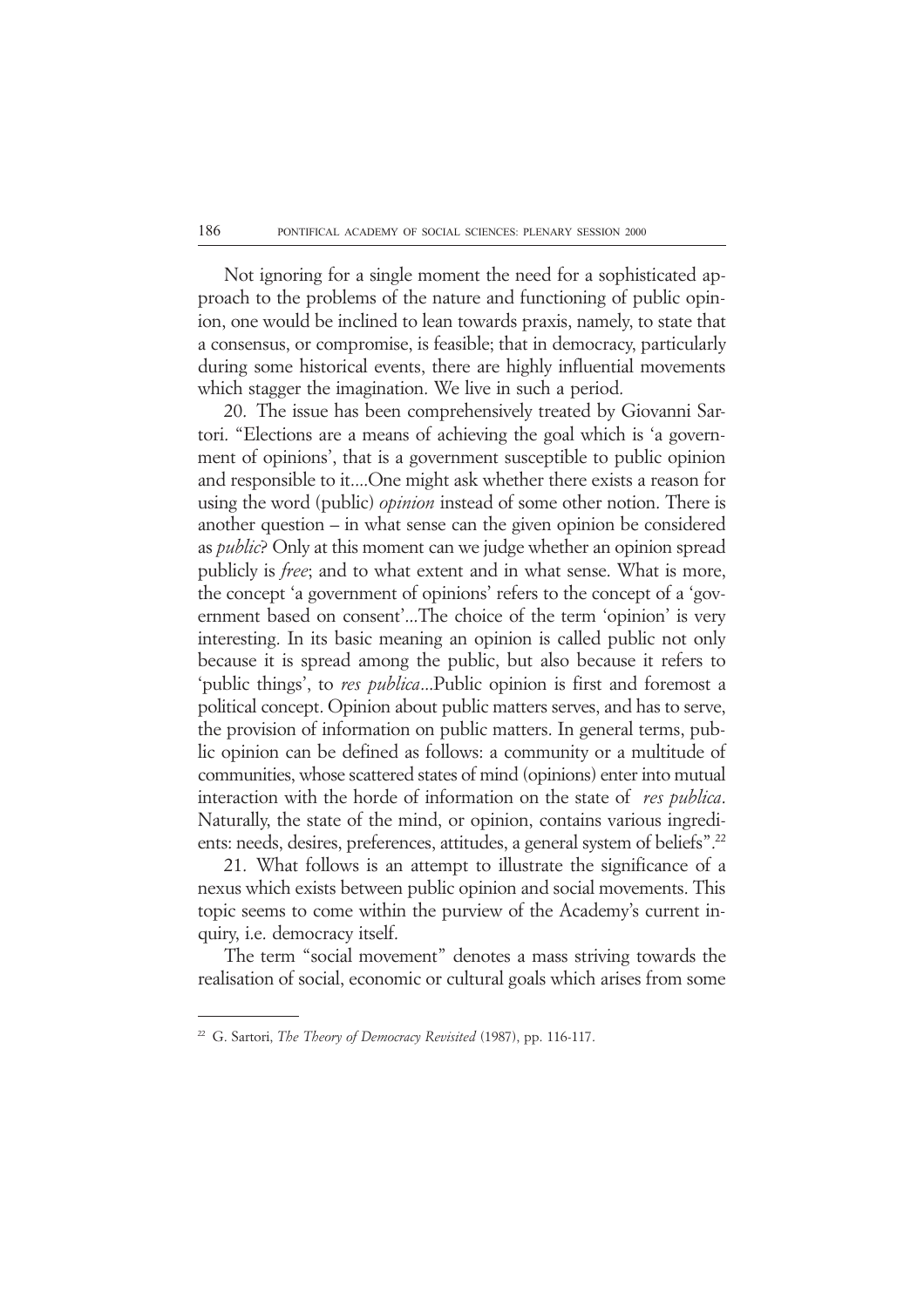Not ignoring for a single moment the need for a sophisticated approach to the problems of the nature and functioning of public opinion, one would be inclined to lean towards praxis, namely, to state that a consensus, or compromise, is feasible; that in democracy, particularly during some historical events, there are highly influential movements which stagger the imagination. We live in such a period.

20. The issue has been comprehensively treated by Giovanni Sartori. "Elections are a means of achieving the goal which is 'a government of opinions', that is a government susceptible to public opinion and responsible to it....One might ask whether there exists a reason for using the word (public) *opinion* instead of some other notion. There is another question – in what sense can the given opinion be considered as *public*? Only at this moment can we judge whether an opinion spread publicly is *free*; and to what extent and in what sense. What is more, the concept 'a government of opinions' refers to the concept of a 'government based on consent'...The choice of the term 'opinion' is very interesting. In its basic meaning an opinion is called public not only because it is spread among the public, but also because it refers to 'public things', to *res publica*...Public opinion is first and foremost a political concept. Opinion about public matters serves, and has to serve, the provision of information on public matters. In general terms, public opinion can be defined as follows: a community or a multitude of communities, whose scattered states of mind (opinions) enter into mutual interaction with the horde of information on the state of *res publica*. Naturally, the state of the mind, or opinion, contains various ingredients: needs, desires, preferences, attitudes, a general system of beliefs".[22]

21. What follows is an attempt to illustrate the significance of a nexus which exists between public opinion and social movements. This topic seems to come within the purview of the Academy's current inquiry, i.e. democracy itself.

The term "social movement" denotes a mass striving towards the realisation of social, economic or cultural goals which arises from some

---

[22] G. Sartori, *The Theory of Democracy Revisited* (1987), pp. 116-117.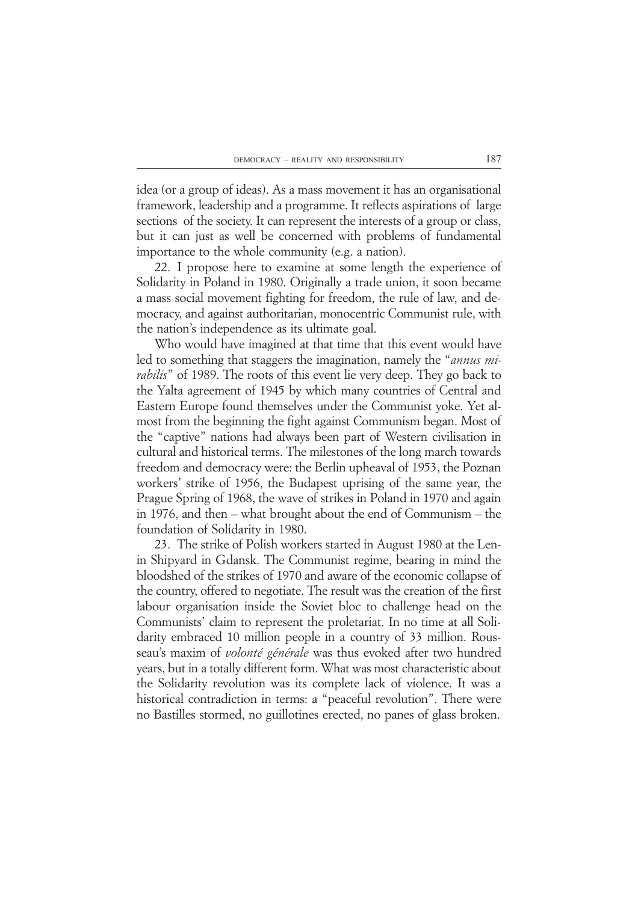idea (or a group of ideas). As a mass movement it has an organisational framework, leadership and a programme. It reflects aspirations of large sections of the society. It can represent the interests of a group or class, but it can just as well be concerned with problems of fundamental importance to the whole community (e.g. a nation).

22. I propose here to examine at some length the experience of Solidarity in Poland in 1980. Originally a trade union, it soon became a mass social movement fighting for freedom, the rule of law, and democracy, and against authoritarian, monocentric Communist rule, with the nation's independence as its ultimate goal.

Who would have imagined at that time that this event would have led to something that staggers the imagination, namely the "*annus mirabilis*" of 1989. The roots of this event lie very deep. They go back to the Yalta agreement of 1945 by which many countries of Central and Eastern Europe found themselves under the Communist yoke. Yet almost from the beginning the fight against Communism began. Most of the "captive" nations had always been part of Western civilisation in cultural and historical terms. The milestones of the long march towards freedom and democracy were: the Berlin upheaval of 1953, the Poznan workers' strike of 1956, the Budapest uprising of the same year, the Prague Spring of 1968, the wave of strikes in Poland in 1970 and again in 1976, and then – what brought about the end of Communism – the foundation of Solidarity in 1980.

23. The strike of Polish workers started in August 1980 at the Lenin Shipyard in Gdansk. The Communist regime, bearing in mind the bloodshed of the strikes of 1970 and aware of the economic collapse of the country, offered to negotiate. The result was the creation of the first labour organisation inside the Soviet bloc to challenge head on the Communists' claim to represent the proletariat. In no time at all Solidarity embraced 10 million people in a country of 33 million. Rousseau's maxim of *volonté générale* was thus evoked after two hundred years, but in a totally different form. What was most characteristic about the Solidarity revolution was its complete lack of violence. It was a historical contradiction in terms: a "peaceful revolution". There were no Bastilles stormed, no guillotines erected, no panes of glass broken.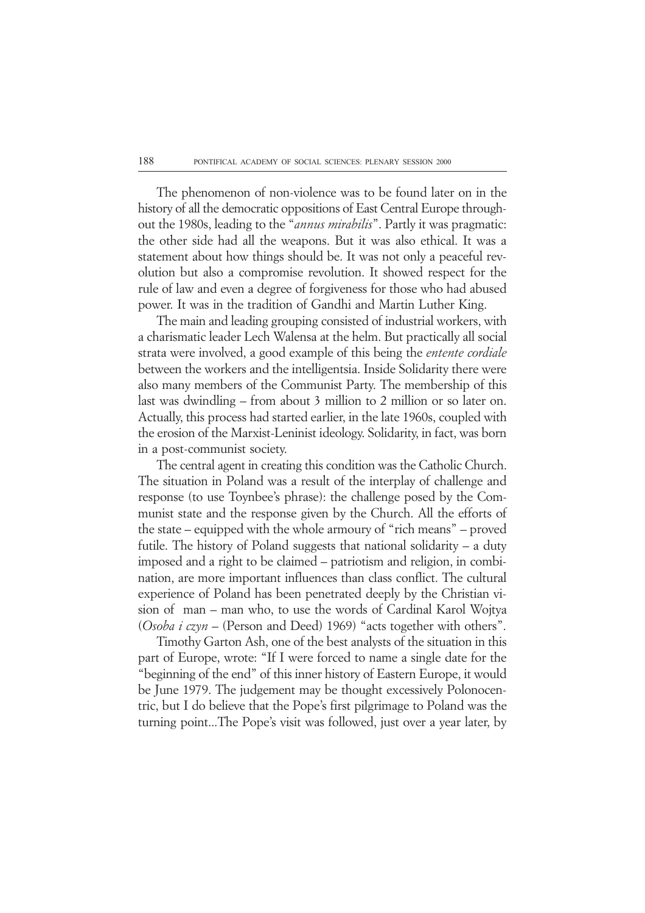The phenomenon of non-violence was to be found later on in the history of all the democratic oppositions of East Central Europe throughout the 1980s, leading to the "*annus mirabilis*". Partly it was pragmatic: the other side had all the weapons. But it was also ethical. It was a statement about how things should be. It was not only a peaceful revolution but also a compromise revolution. It showed respect for the rule of law and even a degree of forgiveness for those who had abused power. It was in the tradition of Gandhi and Martin Luther King.

The main and leading grouping consisted of industrial workers, with a charismatic leader Lech Walensa at the helm. But practically all social strata were involved, a good example of this being the *entente cordiale* between the workers and the intelligentsia. Inside Solidarity there were also many members of the Communist Party. The membership of this last was dwindling – from about 3 million to 2 million or so later on. Actually, this process had started earlier, in the late 1960s, coupled with the erosion of the Marxist-Leninist ideology. Solidarity, in fact, was born in a post-communist society.

The central agent in creating this condition was the Catholic Church. The situation in Poland was a result of the interplay of challenge and response (to use Toynbee's phrase): the challenge posed by the Communist state and the response given by the Church. All the efforts of the state – equipped with the whole armoury of "rich means" – proved futile. The history of Poland suggests that national solidarity – a duty imposed and a right to be claimed – patriotism and religion, in combination, are more important influences than class conflict. The cultural experience of Poland has been penetrated deeply by the Christian vision of man – man who, to use the words of Cardinal Karol Wojtya (*Osoba i czyn* – (Person and Deed) 1969) "acts together with others".

Timothy Garton Ash, one of the best analysts of the situation in this part of Europe, wrote: "If I were forced to name a single date for the "beginning of the end" of this inner history of Eastern Europe, it would be June 1979. The judgement may be thought excessively Polonocentric, but I do believe that the Pope's first pilgrimage to Poland was the turning point...The Pope's visit was followed, just over a year later, by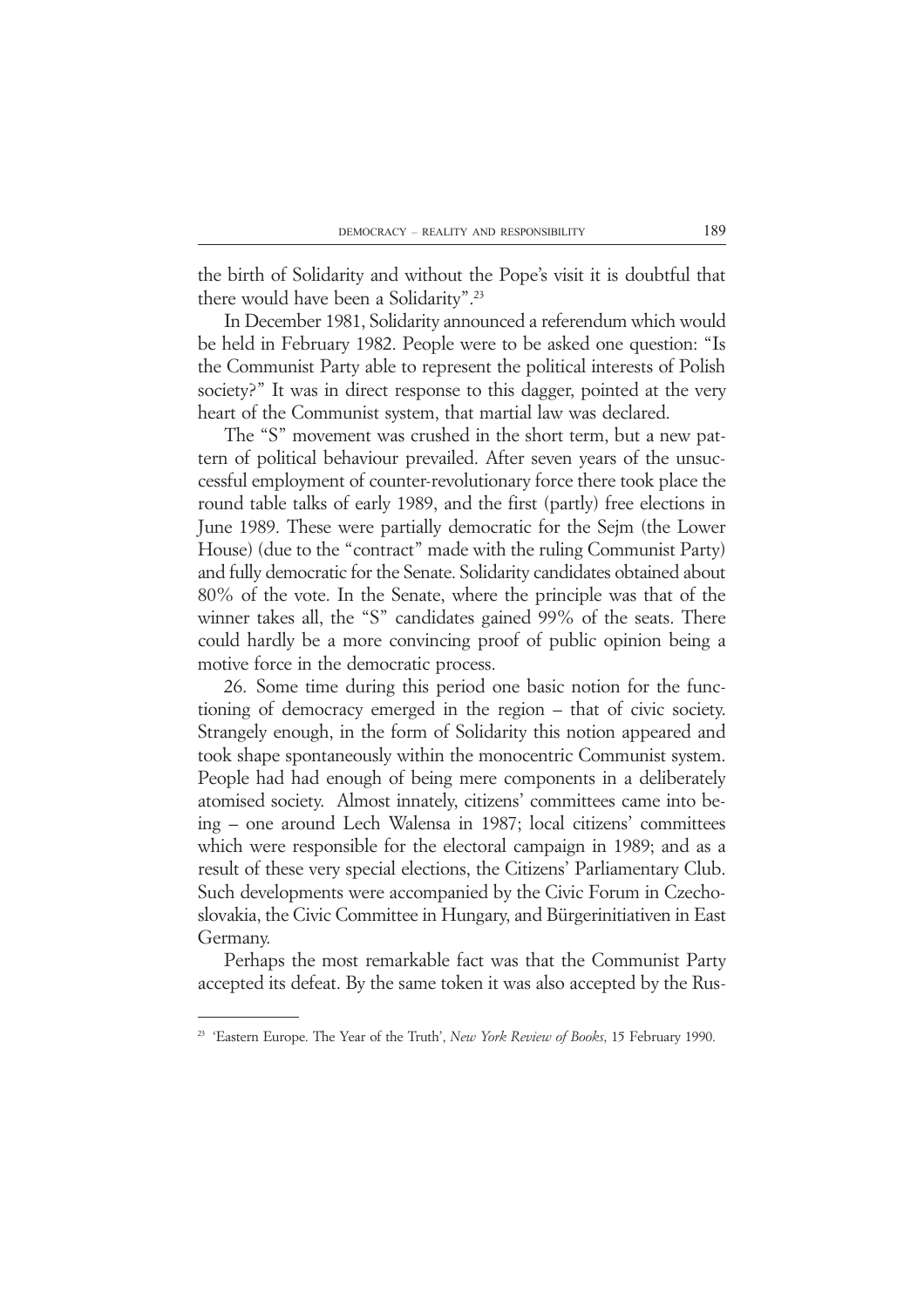the birth of Solidarity and without the Pope's visit it is doubtful that there would have been a Solidarity".[23]

In December 1981, Solidarity announced a referendum which would be held in February 1982. People were to be asked one question: "Is the Communist Party able to represent the political interests of Polish society?" It was in direct response to this dagger, pointed at the very heart of the Communist system, that martial law was declared.

The "S" movement was crushed in the short term, but a new pattern of political behaviour prevailed. After seven years of the unsuccessful employment of counter-revolutionary force there took place the round table talks of early 1989, and the first (partly) free elections in June 1989. These were partially democratic for the Sejm (the Lower House) (due to the "contract" made with the ruling Communist Party) and fully democratic for the Senate. Solidarity candidates obtained about 80% of the vote. In the Senate, where the principle was that of the winner takes all, the "S" candidates gained 99% of the seats. There could hardly be a more convincing proof of public opinion being a motive force in the democratic process.

26. Some time during this period one basic notion for the functioning of democracy emerged in the region – that of civic society. Strangely enough, in the form of Solidarity this notion appeared and took shape spontaneously within the monocentric Communist system. People had had enough of being mere components in a deliberately atomised society. Almost innately, citizens' committees came into being – one around Lech Walensa in 1987; local citizens' committees which were responsible for the electoral campaign in 1989; and as a result of these very special elections, the Citizens' Parliamentary Club. Such developments were accompanied by the Civic Forum in Czechoslovakia, the Civic Committee in Hungary, and Bürgerinitiativen in East Germany.

Perhaps the most remarkable fact was that the Communist Party accepted its defeat. By the same token it was also accepted by the Rus-

---

[23] 'Eastern Europe. The Year of the Truth', *New York Review of Books*, 15 February 1990.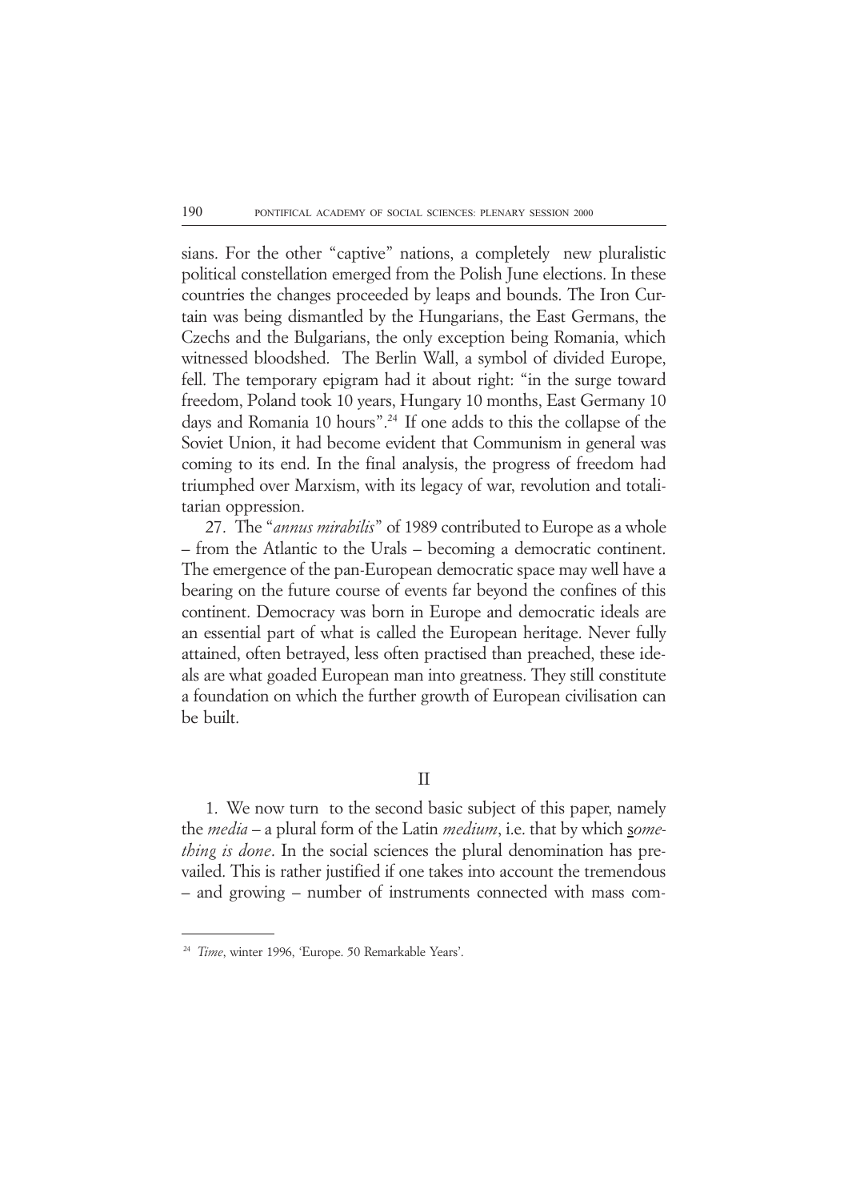sians. For the other "captive" nations, a completely new pluralistic political constellation emerged from the Polish June elections. In these countries the changes proceeded by leaps and bounds. The Iron Curtain was being dismantled by the Hungarians, the East Germans, the Czechs and the Bulgarians, the only exception being Romania, which witnessed bloodshed. The Berlin Wall, a symbol of divided Europe, fell. The temporary epigram had it about right: "in the surge toward freedom, Poland took 10 years, Hungary 10 months, East Germany 10 days and Romania 10 hours".[24] If one adds to this the collapse of the Soviet Union, it had become evident that Communism in general was coming to its end. In the final analysis, the progress of freedom had triumphed over Marxism, with its legacy of war, revolution and totalitarian oppression.

27. The "*annus mirabilis*" of 1989 contributed to Europe as a whole – from the Atlantic to the Urals – becoming a democratic continent. The emergence of the pan-European democratic space may well have a bearing on the future course of events far beyond the confines of this continent. Democracy was born in Europe and democratic ideals are an essential part of what is called the European heritage. Never fully attained, often betrayed, less often practised than preached, these ideals are what goaded European man into greatness. They still constitute a foundation on which the further growth of European civilisation can be built.

## II

1. We now turn to the second basic subject of this paper, namely the *media* – a plural form of the Latin *medium*, i.e. that by which *something is done*. In the social sciences the plural denomination has prevailed. This is rather justified if one takes into account the tremendous – and growing – number of instruments connected with mass com-

---

[24] *Time*, winter 1996, 'Europe. 50 Remarkable Years'.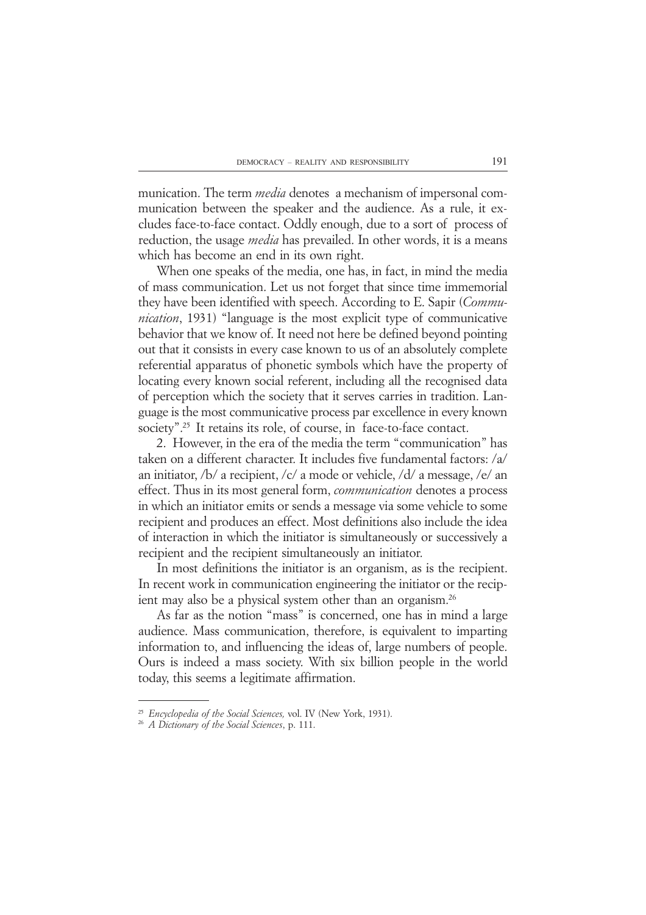munication. The term *media* denotes a mechanism of impersonal communication between the speaker and the audience. As a rule, it excludes face-to-face contact. Oddly enough, due to a sort of process of reduction, the usage *media* has prevailed. In other words, it is a means which has become an end in its own right.

When one speaks of the media, one has, in fact, in mind the media of mass communication. Let us not forget that since time immemorial they have been identified with speech. According to E. Sapir (*Communication*, 1931) "language is the most explicit type of communicative behavior that we know of. It need not here be defined beyond pointing out that it consists in every case known to us of an absolutely complete referential apparatus of phonetic symbols which have the property of locating every known social referent, including all the recognised data of perception which the society that it serves carries in tradition. Language is the most communicative process par excellence in every known society".[25] It retains its role, of course, in face-to-face contact.

2. However, in the era of the media the term "communication" has taken on a different character. It includes five fundamental factors: /a/ an initiator, /b/ a recipient, /c/ a mode or vehicle, /d/ a message, /e/ an effect. Thus in its most general form, *communication* denotes a process in which an initiator emits or sends a message via some vehicle to some recipient and produces an effect. Most definitions also include the idea of interaction in which the initiator is simultaneously or successively a recipient and the recipient simultaneously an initiator.

In most definitions the initiator is an organism, as is the recipient. In recent work in communication engineering the initiator or the recipient may also be a physical system other than an organism.[26]

As far as the notion "mass" is concerned, one has in mind a large audience. Mass communication, therefore, is equivalent to imparting information to, and influencing the ideas of, large numbers of people. Ours is indeed a mass society. With six billion people in the world today, this seems a legitimate affirmation.

---

[25] *Encyclopedia of the Social Sciences,* vol. IV (New York, 1931).

[26] *A Dictionary of the Social Sciences*, p. 111.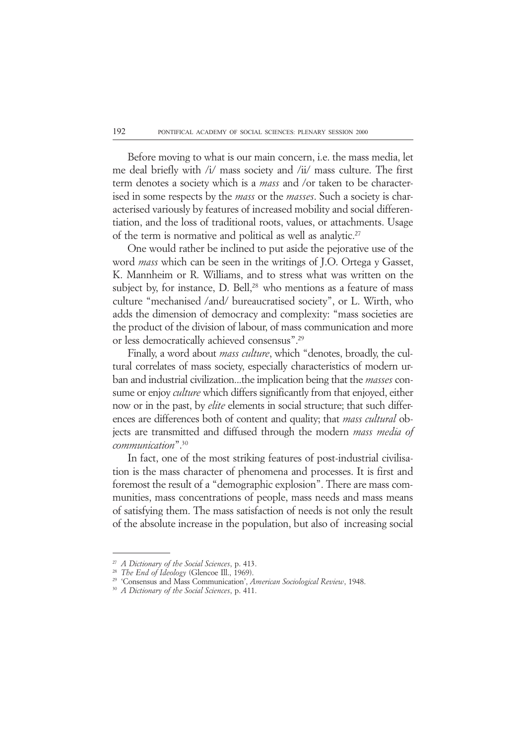Before moving to what is our main concern, i.e. the mass media, let me deal briefly with /i/ mass society and /ii/ mass culture. The first term denotes a society which is a *mass* and /or taken to be characterised in some respects by the *mass* or the *masses*. Such a society is characterised variously by features of increased mobility and social differentiation, and the loss of traditional roots, values, or attachments. Usage of the term is normative and political as well as analytic.[27]

One would rather be inclined to put aside the pejorative use of the word *mass* which can be seen in the writings of J.O. Ortega y Gasset, K. Mannheim or R. Williams, and to stress what was written on the subject by, for instance, D. Bell,[28] who mentions as a feature of mass culture "mechanised /and/ bureaucratised society", or L. Wirth, who adds the dimension of democracy and complexity: "mass societies are the product of the division of labour, of mass communication and more or less democratically achieved consensus".[29]

Finally, a word about *mass culture*, which "denotes, broadly, the cultural correlates of mass society, especially characteristics of modern urban and industrial civilization...the implication being that the *masses* consume or enjoy *culture* which differs significantly from that enjoyed, either now or in the past, by *elite* elements in social structure; that such differences are differences both of content and quality; that *mass cultural* objects are transmitted and diffused through the modern *mass media of communication*".[30]

In fact, one of the most striking features of post-industrial civilisation is the mass character of phenomena and processes. It is first and foremost the result of a "demographic explosion". There are mass communities, mass concentrations of people, mass needs and mass means of satisfying them. The mass satisfaction of needs is not only the result of the absolute increase in the population, but also of increasing social

---

[27] *A Dictionary of the Social Sciences*, p. 413.

[28] *The End of Ideology* (Glencoe Ill., 1969).

[29] 'Consensus and Mass Communication', *American Sociological Review*, 1948.

[30] *A Dictionary of the Social Sciences*, p. 411.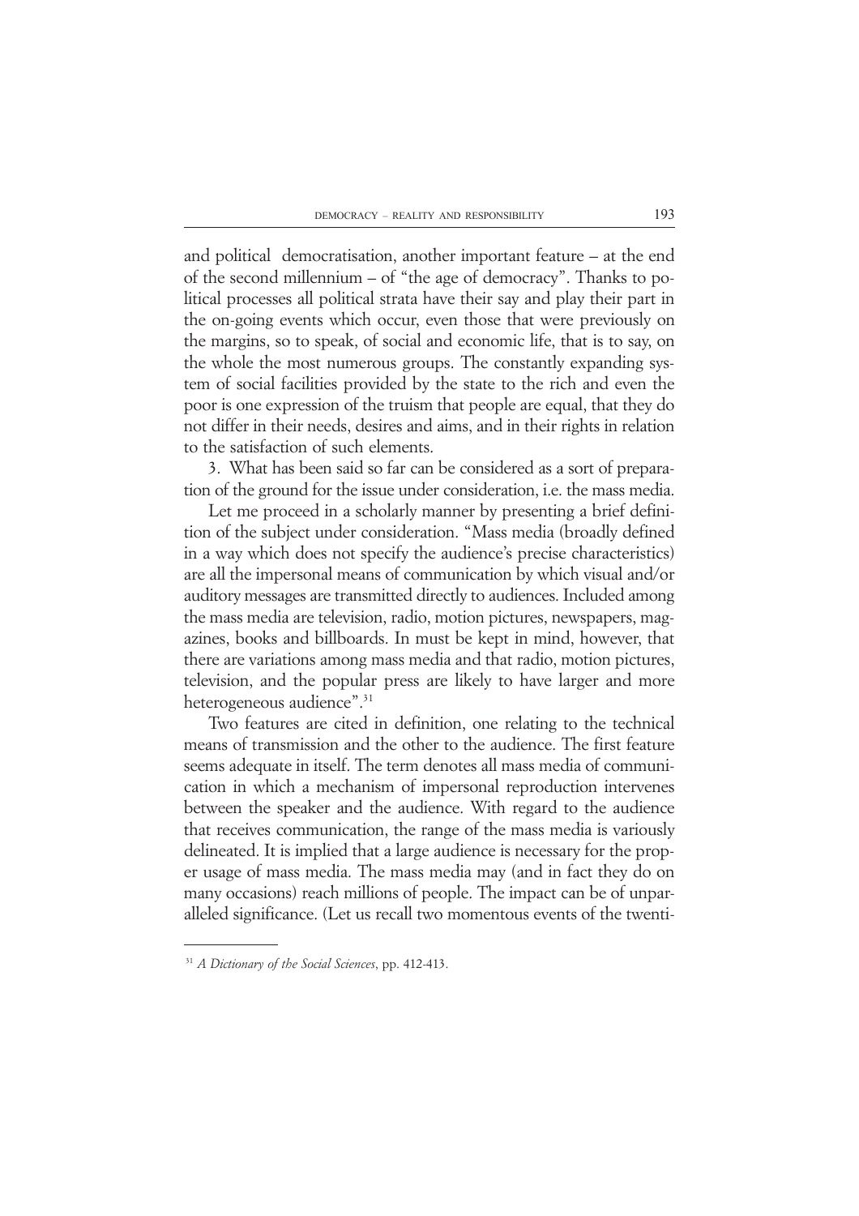and political democratisation, another important feature – at the end of the second millennium – of "the age of democracy". Thanks to political processes all political strata have their say and play their part in the on-going events which occur, even those that were previously on the margins, so to speak, of social and economic life, that is to say, on the whole the most numerous groups. The constantly expanding system of social facilities provided by the state to the rich and even the poor is one expression of the truism that people are equal, that they do not differ in their needs, desires and aims, and in their rights in relation to the satisfaction of such elements.

3. What has been said so far can be considered as a sort of preparation of the ground for the issue under consideration, i.e. the mass media.

Let me proceed in a scholarly manner by presenting a brief definition of the subject under consideration. "Mass media (broadly defined in a way which does not specify the audience's precise characteristics) are all the impersonal means of communication by which visual and/or auditory messages are transmitted directly to audiences. Included among the mass media are television, radio, motion pictures, newspapers, magazines, books and billboards. In must be kept in mind, however, that there are variations among mass media and that radio, motion pictures, television, and the popular press are likely to have larger and more heterogeneous audience".[31]

Two features are cited in definition, one relating to the technical means of transmission and the other to the audience. The first feature seems adequate in itself. The term denotes all mass media of communication in which a mechanism of impersonal reproduction intervenes between the speaker and the audience. With regard to the audience that receives communication, the range of the mass media is variously delineated. It is implied that a large audience is necessary for the proper usage of mass media. The mass media may (and in fact they do on many occasions) reach millions of people. The impact can be of unparalleled significance. (Let us recall two momentous events of the twenti-

---

[31] *A Dictionary of the Social Sciences*, pp. 412-413.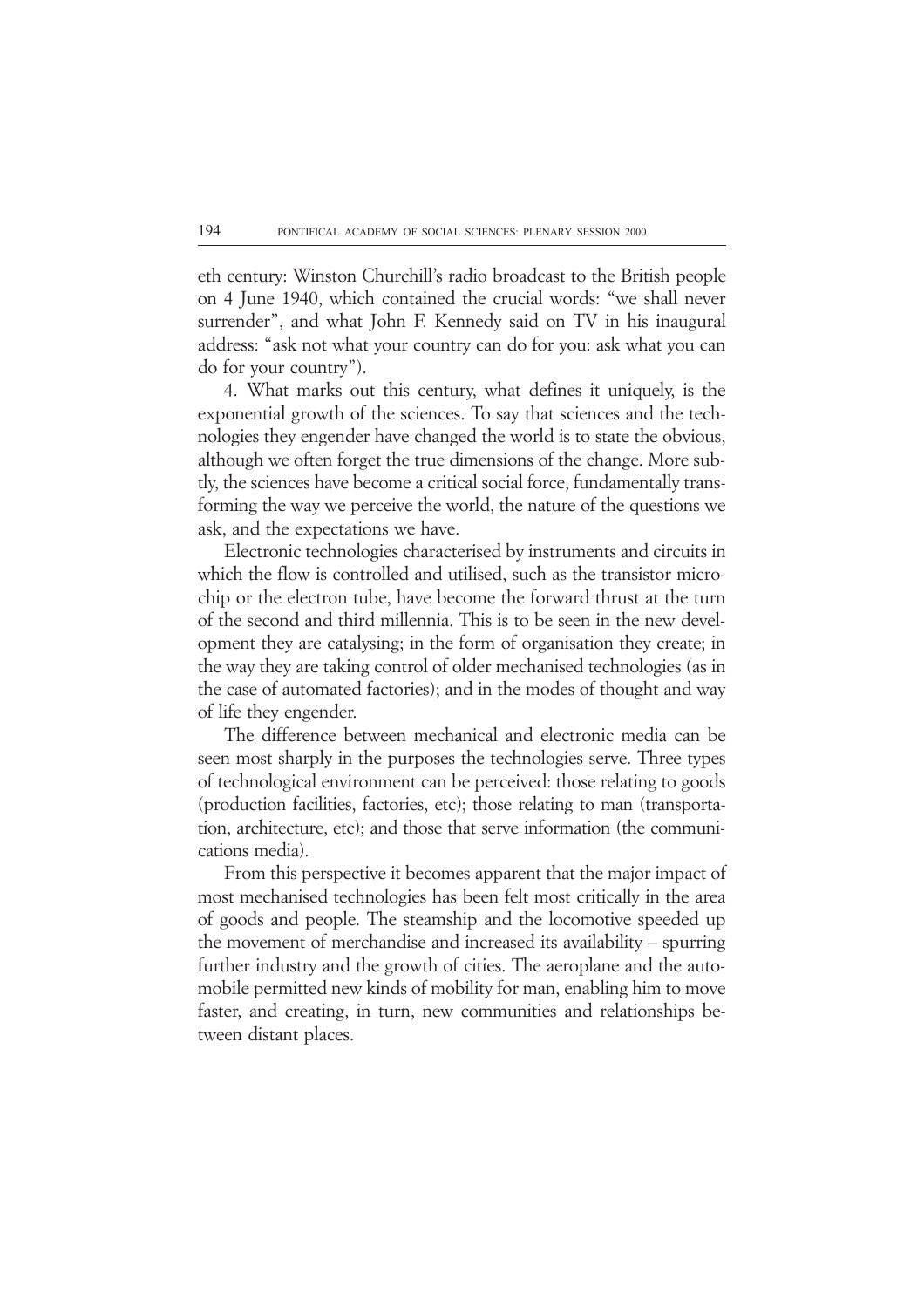eth century: Winston Churchill's radio broadcast to the British people on 4 June 1940, which contained the crucial words: "we shall never surrender", and what John F. Kennedy said on TV in his inaugural address: "ask not what your country can do for you: ask what you can do for your country").

4. What marks out this century, what defines it uniquely, is the exponential growth of the sciences. To say that sciences and the technologies they engender have changed the world is to state the obvious, although we often forget the true dimensions of the change. More subtly, the sciences have become a critical social force, fundamentally transforming the way we perceive the world, the nature of the questions we ask, and the expectations we have.

Electronic technologies characterised by instruments and circuits in which the flow is controlled and utilised, such as the transistor microchip or the electron tube, have become the forward thrust at the turn of the second and third millennia. This is to be seen in the new development they are catalysing; in the form of organisation they create; in the way they are taking control of older mechanised technologies (as in the case of automated factories); and in the modes of thought and way of life they engender.

The difference between mechanical and electronic media can be seen most sharply in the purposes the technologies serve. Three types of technological environment can be perceived: those relating to goods (production facilities, factories, etc); those relating to man (transportation, architecture, etc); and those that serve information (the communications media).

From this perspective it becomes apparent that the major impact of most mechanised technologies has been felt most critically in the area of goods and people. The steamship and the locomotive speeded up the movement of merchandise and increased its availability – spurring further industry and the growth of cities. The aeroplane and the automobile permitted new kinds of mobility for man, enabling him to move faster, and creating, in turn, new communities and relationships between distant places.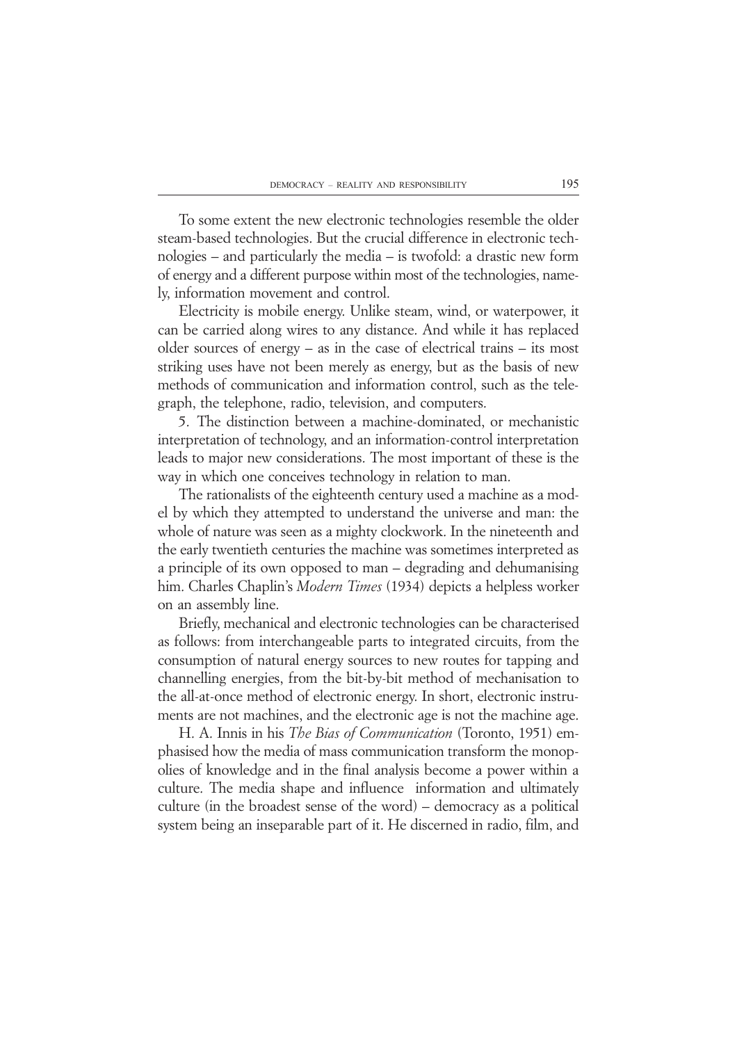To some extent the new electronic technologies resemble the older steam-based technologies. But the crucial difference in electronic technologies – and particularly the media – is twofold: a drastic new form of energy and a different purpose within most of the technologies, namely, information movement and control.

Electricity is mobile energy. Unlike steam, wind, or waterpower, it can be carried along wires to any distance. And while it has replaced older sources of energy – as in the case of electrical trains – its most striking uses have not been merely as energy, but as the basis of new methods of communication and information control, such as the telegraph, the telephone, radio, television, and computers.

5. The distinction between a machine-dominated, or mechanistic interpretation of technology, and an information-control interpretation leads to major new considerations. The most important of these is the way in which one conceives technology in relation to man.

The rationalists of the eighteenth century used a machine as a model by which they attempted to understand the universe and man: the whole of nature was seen as a mighty clockwork. In the nineteenth and the early twentieth centuries the machine was sometimes interpreted as a principle of its own opposed to man – degrading and dehumanising him. Charles Chaplin's *Modern Times* (1934) depicts a helpless worker on an assembly line.

Briefly, mechanical and electronic technologies can be characterised as follows: from interchangeable parts to integrated circuits, from the consumption of natural energy sources to new routes for tapping and channelling energies, from the bit-by-bit method of mechanisation to the all-at-once method of electronic energy. In short, electronic instruments are not machines, and the electronic age is not the machine age.

H. A. Innis in his *The Bias of Communication* (Toronto, 1951) emphasised how the media of mass communication transform the monopolies of knowledge and in the final analysis become a power within a culture. The media shape and influence information and ultimately culture (in the broadest sense of the word) – democracy as a political system being an inseparable part of it. He discerned in radio, film, and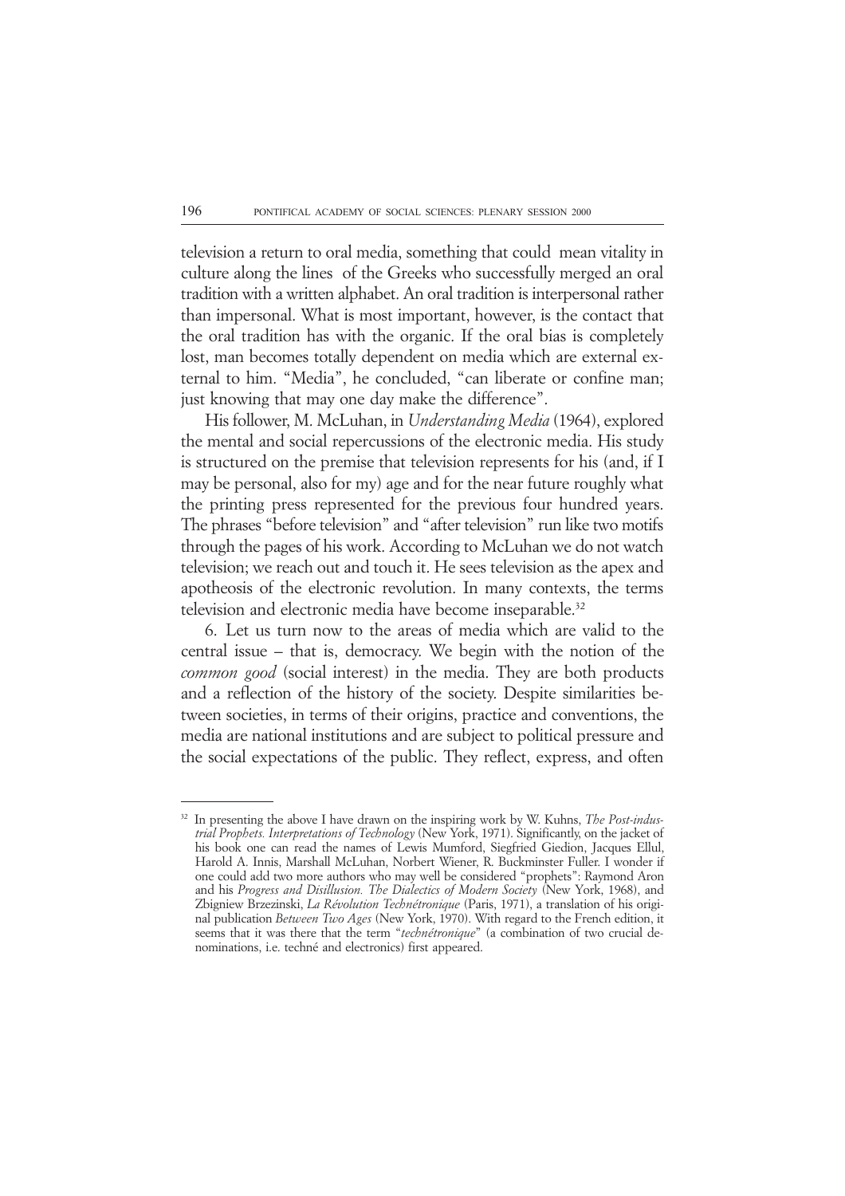television a return to oral media, something that could mean vitality in culture along the lines of the Greeks who successfully merged an oral tradition with a written alphabet. An oral tradition is interpersonal rather than impersonal. What is most important, however, is the contact that the oral tradition has with the organic. If the oral bias is completely lost, man becomes totally dependent on media which are external external to him. "Media", he concluded, "can liberate or confine man; just knowing that may one day make the difference".

His follower, M. McLuhan, in *Understanding Media* (1964), explored the mental and social repercussions of the electronic media. His study is structured on the premise that television represents for his (and, if I may be personal, also for my) age and for the near future roughly what the printing press represented for the previous four hundred years. The phrases "before television" and "after television" run like two motifs through the pages of his work. According to McLuhan we do not watch television; we reach out and touch it. He sees television as the apex and apotheosis of the electronic revolution. In many contexts, the terms television and electronic media have become inseparable.[32]

6. Let us turn now to the areas of media which are valid to the central issue – that is, democracy. We begin with the notion of the *common good* (social interest) in the media. They are both products and a reflection of the history of the society. Despite similarities between societies, in terms of their origins, practice and conventions, the media are national institutions and are subject to political pressure and the social expectations of the public. They reflect, express, and often

---

[32] In presenting the above I have drawn on the inspiring work by W. Kuhns, *The Post-industrial Prophets. Interpretations of Technology* (New York, 1971). Significantly, on the jacket of his book one can read the names of Lewis Mumford, Siegfried Giedion, Jacques Ellul, Harold A. Innis, Marshall McLuhan, Norbert Wiener, R. Buckminster Fuller. I wonder if one could add two more authors who may well be considered "prophets": Raymond Aron and his *Progress and Disillusion. The Dialectics of Modern Society* (New York, 1968), and Zbigniew Brzezinski, *La Révolution Technétronique* (Paris, 1971), a translation of his original publication *Between Two Ages* (New York, 1970). With regard to the French edition, it seems that it was there that the term "*technétronique*" (a combination of two crucial denominations, i.e. techné and electronics) first appeared.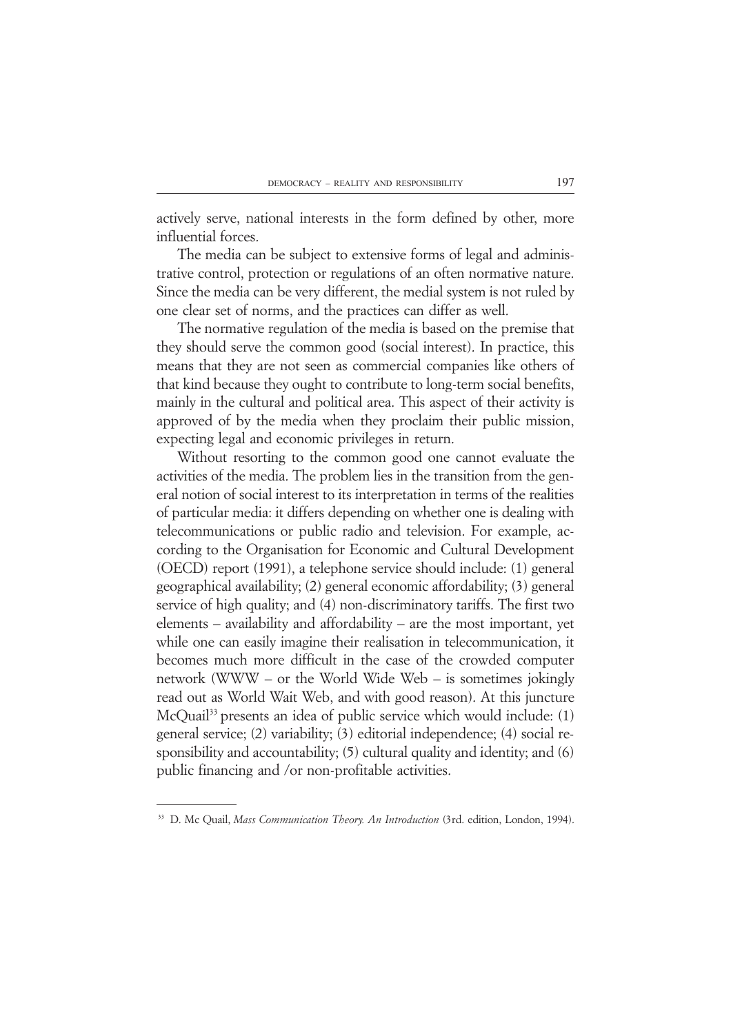actively serve, national interests in the form defined by other, more influential forces.

The media can be subject to extensive forms of legal and administrative control, protection or regulations of an often normative nature. Since the media can be very different, the medial system is not ruled by one clear set of norms, and the practices can differ as well.

The normative regulation of the media is based on the premise that they should serve the common good (social interest). In practice, this means that they are not seen as commercial companies like others of that kind because they ought to contribute to long-term social benefits, mainly in the cultural and political area. This aspect of their activity is approved of by the media when they proclaim their public mission, expecting legal and economic privileges in return.

Without resorting to the common good one cannot evaluate the activities of the media. The problem lies in the transition from the general notion of social interest to its interpretation in terms of the realities of particular media: it differs depending on whether one is dealing with telecommunications or public radio and television. For example, according to the Organisation for Economic and Cultural Development (OECD) report (1991), a telephone service should include: (1) general geographical availability; (2) general economic affordability; (3) general service of high quality; and (4) non-discriminatory tariffs. The first two elements – availability and affordability – are the most important, yet while one can easily imagine their realisation in telecommunication, it becomes much more difficult in the case of the crowded computer network (WWW – or the World Wide Web – is sometimes jokingly read out as World Wait Web, and with good reason). At this juncture McQuail[33] presents an idea of public service which would include: (1) general service; (2) variability; (3) editorial independence; (4) social responsibility and accountability; (5) cultural quality and identity; and (6) public financing and /or non-profitable activities.

---

[33] D. Mc Quail, *Mass Communication Theory. An Introduction* (3rd. edition, London, 1994).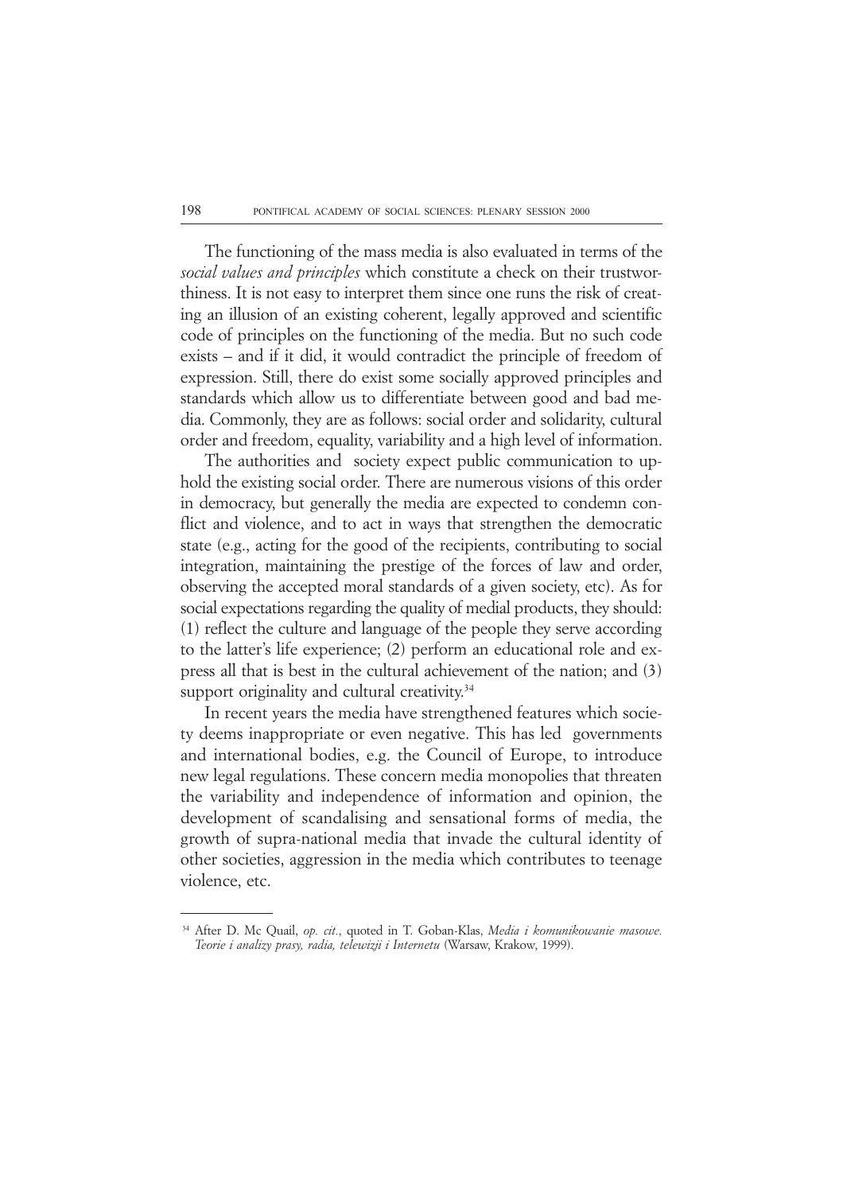The functioning of the mass media is also evaluated in terms of the *social values and principles* which constitute a check on their trustworthiness. It is not easy to interpret them since one runs the risk of creating an illusion of an existing coherent, legally approved and scientific code of principles on the functioning of the media. But no such code exists – and if it did, it would contradict the principle of freedom of expression. Still, there do exist some socially approved principles and standards which allow us to differentiate between good and bad media. Commonly, they are as follows: social order and solidarity, cultural order and freedom, equality, variability and a high level of information.

The authorities and society expect public communication to uphold the existing social order. There are numerous visions of this order in democracy, but generally the media are expected to condemn conflict and violence, and to act in ways that strengthen the democratic state (e.g., acting for the good of the recipients, contributing to social integration, maintaining the prestige of the forces of law and order, observing the accepted moral standards of a given society, etc). As for social expectations regarding the quality of medial products, they should: (1) reflect the culture and language of the people they serve according to the latter's life experience; (2) perform an educational role and express all that is best in the cultural achievement of the nation; and (3) support originality and cultural creativity.[34]

In recent years the media have strengthened features which society deems inappropriate or even negative. This has led governments and international bodies, e.g. the Council of Europe, to introduce new legal regulations. These concern media monopolies that threaten the variability and independence of information and opinion, the development of scandalising and sensational forms of media, the growth of supra-national media that invade the cultural identity of other societies, aggression in the media which contributes to teenage violence, etc.

---

[34] After D. Mc Quail, *op. cit.*, quoted in T. Goban-Klas, *Media i komunikowanie masowe. Teorie i analizy prasy, radia, telewizji i Internetu* (Warsaw, Krakow, 1999).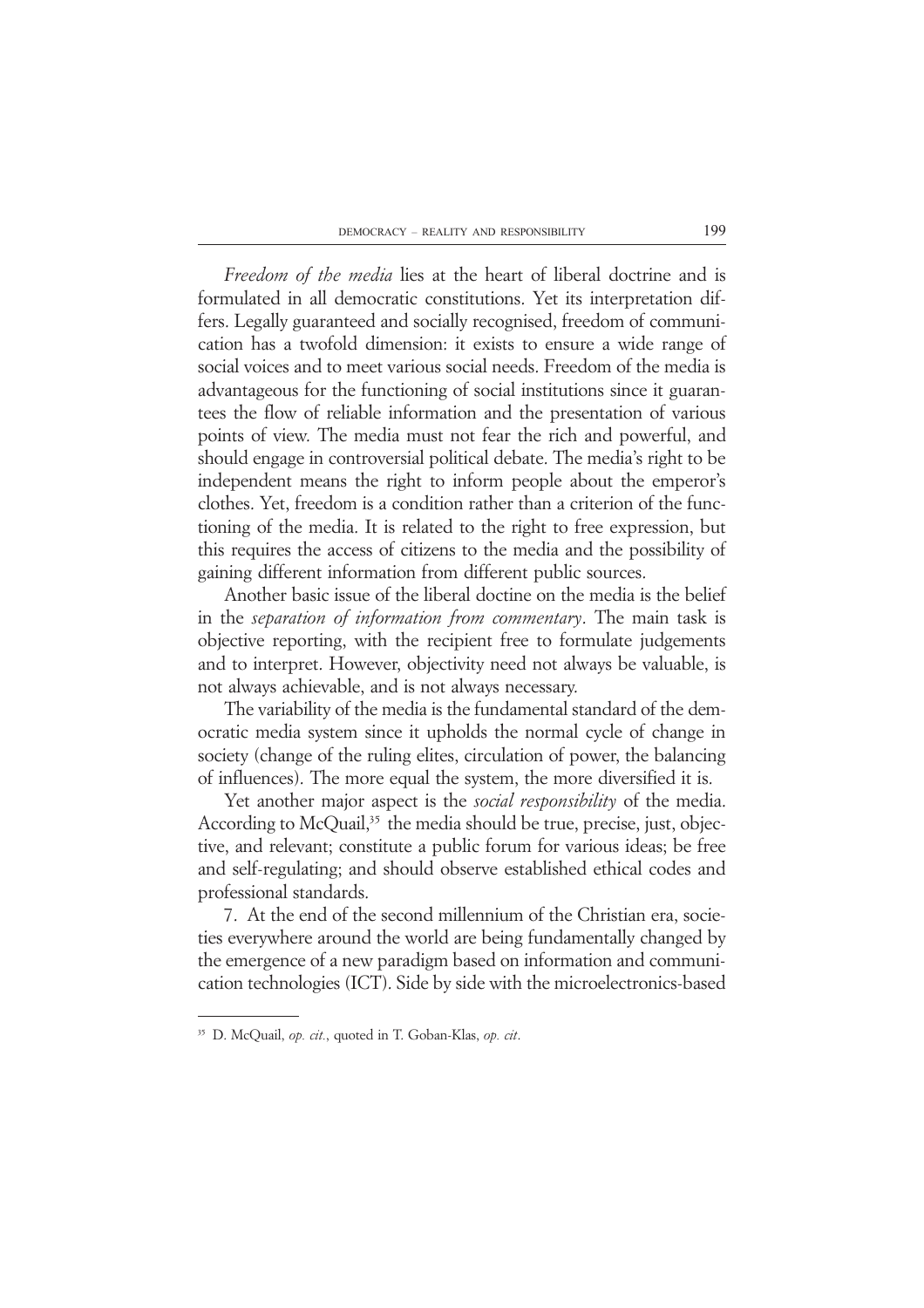*Freedom of the media* lies at the heart of liberal doctrine and is formulated in all democratic constitutions. Yet its interpretation differs. Legally guaranteed and socially recognised, freedom of communication has a twofold dimension: it exists to ensure a wide range of social voices and to meet various social needs. Freedom of the media is advantageous for the functioning of social institutions since it guarantees the flow of reliable information and the presentation of various points of view. The media must not fear the rich and powerful, and should engage in controversial political debate. The media's right to be independent means the right to inform people about the emperor's clothes. Yet, freedom is a condition rather than a criterion of the functioning of the media. It is related to the right to free expression, but this requires the access of citizens to the media and the possibility of gaining different information from different public sources.

Another basic issue of the liberal doctine on the media is the belief in the *separation of information from commentary*. The main task is objective reporting, with the recipient free to formulate judgements and to interpret. However, objectivity need not always be valuable, is not always achievable, and is not always necessary.

The variability of the media is the fundamental standard of the democratic media system since it upholds the normal cycle of change in society (change of the ruling elites, circulation of power, the balancing of influences). The more equal the system, the more diversified it is.

Yet another major aspect is the *social responsibility* of the media. According to McQuail,[35] the media should be true, precise, just, objective, and relevant; constitute a public forum for various ideas; be free and self-regulating; and should observe established ethical codes and professional standards.

7. At the end of the second millennium of the Christian era, societies everywhere around the world are being fundamentally changed by the emergence of a new paradigm based on information and communication technologies (ICT). Side by side with the microelectronics-based

---

[35] D. McQuail, *op. cit.*, quoted in T. Goban-Klas, *op. cit*.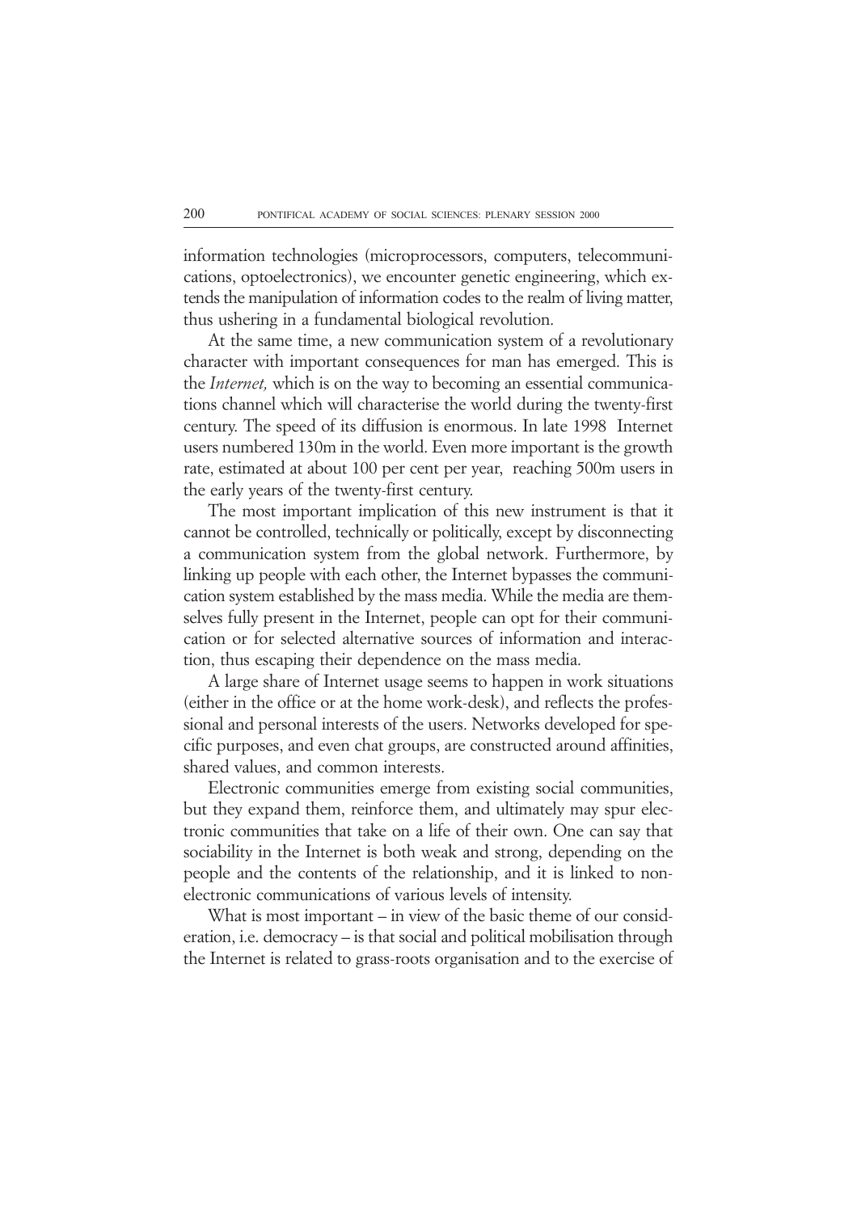information technologies (microprocessors, computers, telecommunications, optoelectronics), we encounter genetic engineering, which extends the manipulation of information codes to the realm of living matter, thus ushering in a fundamental biological revolution.

At the same time, a new communication system of a revolutionary character with important consequences for man has emerged. This is the *Internet,* which is on the way to becoming an essential communications channel which will characterise the world during the twenty-first century. The speed of its diffusion is enormous. In late 1998 Internet users numbered 130m in the world. Even more important is the growth rate, estimated at about 100 per cent per year, reaching 500m users in the early years of the twenty-first century.

The most important implication of this new instrument is that it cannot be controlled, technically or politically, except by disconnecting a communication system from the global network. Furthermore, by linking up people with each other, the Internet bypasses the communication system established by the mass media. While the media are themselves fully present in the Internet, people can opt for their communication or for selected alternative sources of information and interaction, thus escaping their dependence on the mass media.

A large share of Internet usage seems to happen in work situations (either in the office or at the home work-desk), and reflects the professional and personal interests of the users. Networks developed for specific purposes, and even chat groups, are constructed around affinities, shared values, and common interests.

Electronic communities emerge from existing social communities, but they expand them, reinforce them, and ultimately may spur electronic communities that take on a life of their own. One can say that sociability in the Internet is both weak and strong, depending on the people and the contents of the relationship, and it is linked to non-electronic communications of various levels of intensity.

What is most important – in view of the basic theme of our consideration, i.e. democracy – is that social and political mobilisation through the Internet is related to grass-roots organisation and to the exercise of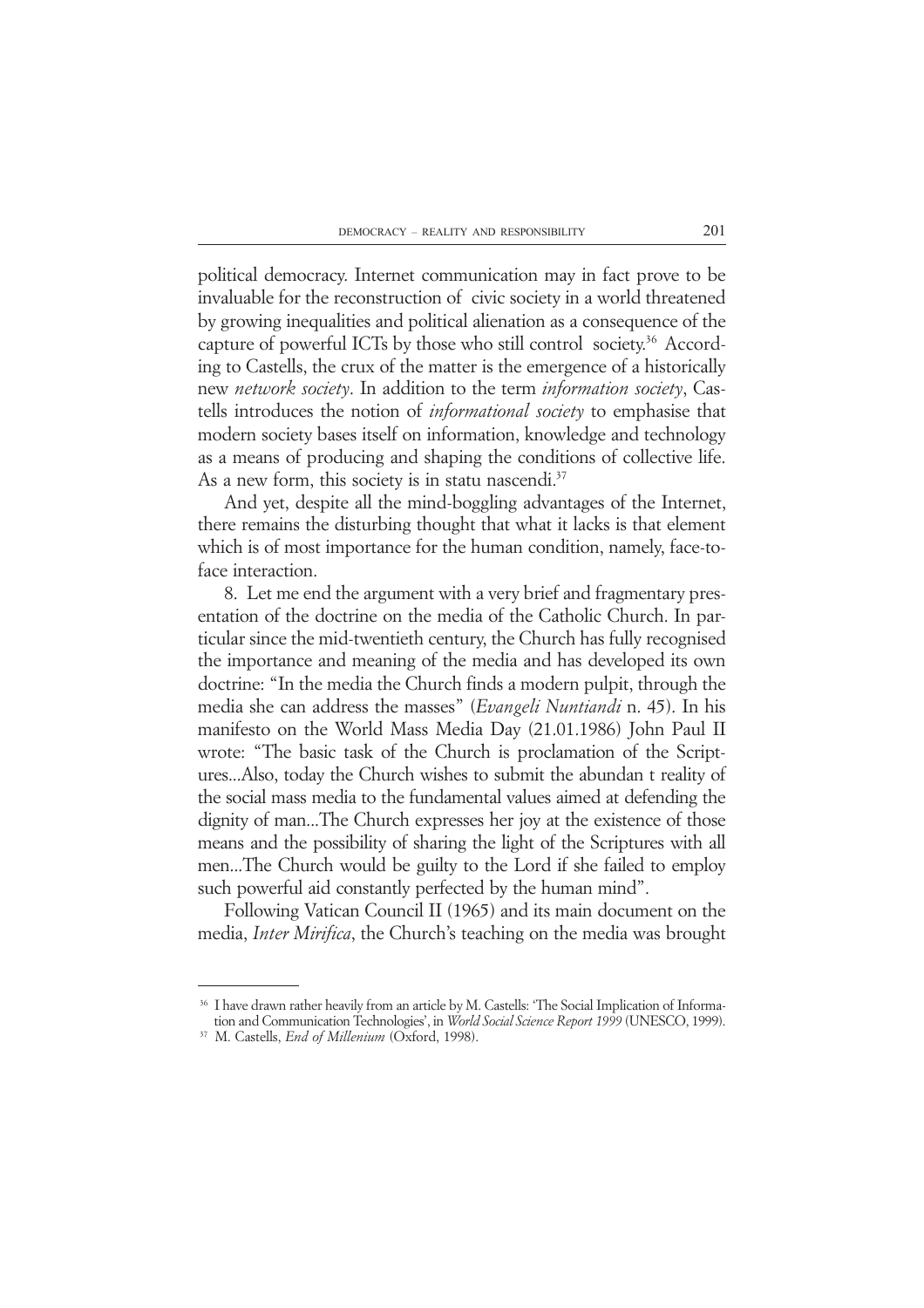political democracy. Internet communication may in fact prove to be invaluable for the reconstruction of civic society in a world threatened by growing inequalities and political alienation as a consequence of the capture of powerful ICTs by those who still control society.[36] According to Castells, the crux of the matter is the emergence of a historically new *network society*. In addition to the term *information society*, Castells introduces the notion of *informational society* to emphasise that modern society bases itself on information, knowledge and technology as a means of producing and shaping the conditions of collective life. As a new form, this society is in statu nascendi.[37]

And yet, despite all the mind-boggling advantages of the Internet, there remains the disturbing thought that what it lacks is that element which is of most importance for the human condition, namely, face-to-face interaction.

8. Let me end the argument with a very brief and fragmentary presentation of the doctrine on the media of the Catholic Church. In particular since the mid-twentieth century, the Church has fully recognised the importance and meaning of the media and has developed its own doctrine: "In the media the Church finds a modern pulpit, through the media she can address the masses" (*Evangeli Nuntiandi* n. 45). In his manifesto on the World Mass Media Day (21.01.1986) John Paul II wrote: "The basic task of the Church is proclamation of the Scriptures...Also, today the Church wishes to submit the abundan t reality of the social mass media to the fundamental values aimed at defending the dignity of man...The Church expresses her joy at the existence of those means and the possibility of sharing the light of the Scriptures with all men...The Church would be guilty to the Lord if she failed to employ such powerful aid constantly perfected by the human mind".

Following Vatican Council II (1965) and its main document on the media, *Inter Mirifica*, the Church's teaching on the media was brought

---

[36] I have drawn rather heavily from an article by M. Castells: 'The Social Implication of Information and Communication Technologies', in *World Social Science Report 1999* (UNESCO, 1999).

[37] M. Castells, *End of Millenium* (Oxford, 1998).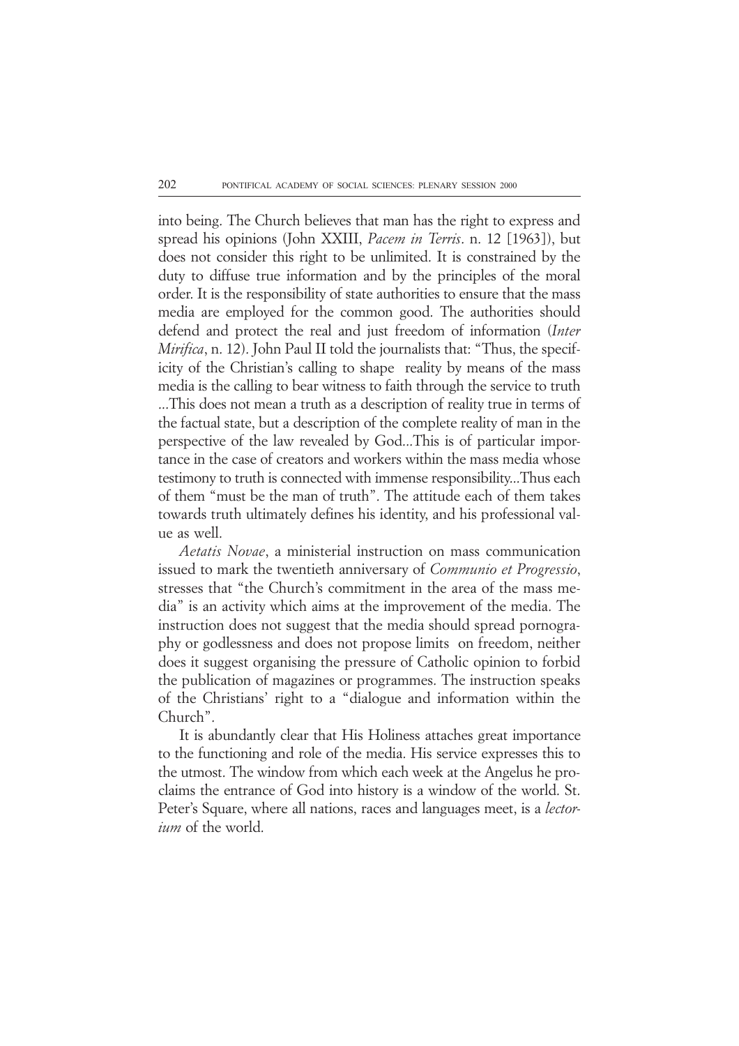into being. The Church believes that man has the right to express and spread his opinions (John XXIII, *Pacem in Terris*. n. 12 [1963]), but does not consider this right to be unlimited. It is constrained by the duty to diffuse true information and by the principles of the moral order. It is the responsibility of state authorities to ensure that the mass media are employed for the common good. The authorities should defend and protect the real and just freedom of information (*Inter Mirifica*, n. 12). John Paul II told the journalists that: "Thus, the specificity of the Christian's calling to shape reality by means of the mass media is the calling to bear witness to faith through the service to truth ...This does not mean a truth as a description of reality true in terms of the factual state, but a description of the complete reality of man in the perspective of the law revealed by God...This is of particular importance in the case of creators and workers within the mass media whose testimony to truth is connected with immense responsibility...Thus each of them "must be the man of truth". The attitude each of them takes towards truth ultimately defines his identity, and his professional value as well.

*Aetatis Novae*, a ministerial instruction on mass communication issued to mark the twentieth anniversary of *Communio et Progressio*, stresses that "the Church's commitment in the area of the mass media" is an activity which aims at the improvement of the media. The instruction does not suggest that the media should spread pornography or godlessness and does not propose limits on freedom, neither does it suggest organising the pressure of Catholic opinion to forbid the publication of magazines or programmes. The instruction speaks of the Christians' right to a "dialogue and information within the Church".

It is abundantly clear that His Holiness attaches great importance to the functioning and role of the media. His service expresses this to the utmost. The window from which each week at the Angelus he proclaims the entrance of God into history is a window of the world. St. Peter's Square, where all nations, races and languages meet, is a *lectorium* of the world.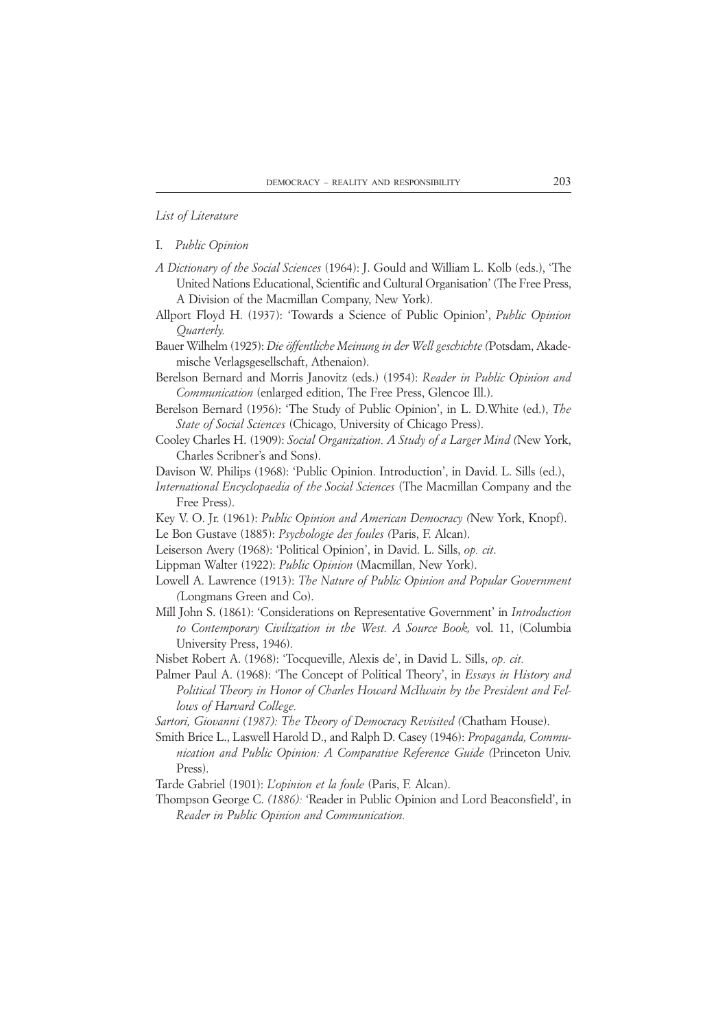*List of Literature*

I. *Public Opinion*

*A Dictionary of the Social Sciences* (1964): J. Gould and William L. Kolb (eds.), 'The United Nations Educational, Scientific and Cultural Organisation' (The Free Press, A Division of the Macmillan Company, New York).

Allport Floyd H. (1937): 'Towards a Science of Public Opinion', *Public Opinion Quarterly.*

Bauer Wilhelm (1925): *Die öffentliche Meinung in der Well geschichte (*Potsdam, Akademische Verlagsgesellschaft, Athenaion).

Berelson Bernard and Morris Janovitz (eds.) (1954): *Reader in Public Opinion and Communication* (enlarged edition, The Free Press, Glencoe Ill.).

Berelson Bernard (1956): 'The Study of Public Opinion', in L. D.White (ed.), *The State of Social Sciences* (Chicago, University of Chicago Press).

Cooley Charles H. (1909): *Social Organization. A Study of a Larger Mind (*New York, Charles Scribner's and Sons).

Davison W. Philips (1968): 'Public Opinion. Introduction', in David. L. Sills (ed.),

*International Encyclopaedia of the Social Sciences* (The Macmillan Company and the Free Press).

Key V. O. Jr. (1961): *Public Opinion and American Democracy (*New York, Knopf).

Le Bon Gustave (1885): *Psychologie des foules (*Paris, F. Alcan).

Leiserson Avery (1968): 'Political Opinion', in David. L. Sills, *op. cit*.

Lippman Walter (1922): *Public Opinion* (Macmillan, New York).

Lowell A. Lawrence (1913): *The Nature of Public Opinion and Popular Government (*Longmans Green and Co).

Mill John S. (1861): 'Considerations on Representative Government' in *Introduction to Contemporary Civilization in the West. A Source Book,* vol. 11, (Columbia University Press, 1946).

Nisbet Robert A. (1968): 'Tocqueville, Alexis de', in David L. Sills, *op. cit.*

Palmer Paul A. (1968): 'The Concept of Political Theory', in *Essays in History and Political Theory in Honor of Charles Howard McIlwain by the President and Fellows of Harvard College.*

*Sartori, Giovanni (1987): The Theory of Democracy Revisited (*Chatham House).

Smith Brice L., Laswell Harold D., and Ralph D. Casey (1946): *Propaganda, Communication and Public Opinion: A Comparative Reference Guide (*Princeton Univ. Press).

Tarde Gabriel (1901): *L'opinion et la foule* (Paris, F. Alcan).

Thompson George C. *(1886):* 'Reader in Public Opinion and Lord Beaconsfield', in *Reader in Public Opinion and Communication.*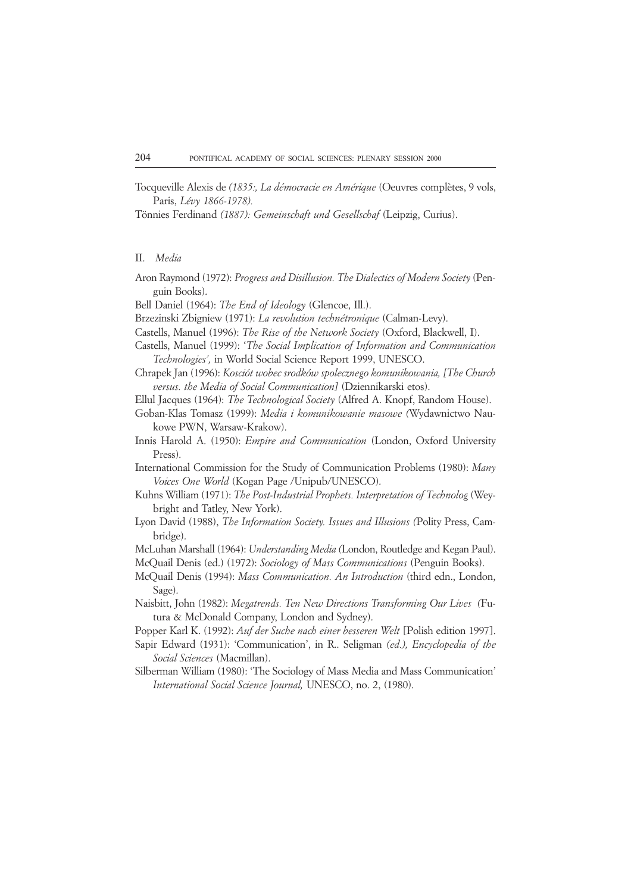Tocqueville Alexis de *(1835:, La démocratie en Amérique* (Oeuvres complètes, 9 vols, Paris, *Lévy 1866-1978).*

Tönnies Ferdinand *(1887): Gemeinschaft und Gesellschaf* (Leipzig, Curius).

## II. *Media*

Aron Raymond (1972): *Progress and Disillusion. The Dialectics of Modern Society* (Penguin Books).

Bell Daniel (1964): *The End of Ideology* (Glencoe, Ill.).

Brzezinski Zbigniew (1971): *La revolution technétronique* (Calman-Levy).

Castells, Manuel (1996): *The Rise of the Network Society* (Oxford, Blackwell, I).

Castells, Manuel (1999): '*The Social Implication of Information and Communication Technologies',* in World Social Science Report 1999, UNESCO.

Chrapek Jan (1996): *Kosciót wobec srodków spolecznego komunikowania, [The Church versus. the Media of Social Communication]* (Dziennikarski etos).

Ellul Jacques (1964): *The Technological Society* (Alfred A. Knopf, Random House).

Goban-Klas Tomasz (1999): *Media i komunikowanie masowe (*Wydawnictwo Naukowe PWN, Warsaw-Krakow).

Innis Harold A. (1950): *Empire and Communication* (London, Oxford University Press).

International Commission for the Study of Communication Problems (1980): *Many Voices One World* (Kogan Page /Unipub/UNESCO).

Kuhns William (1971): *The Post-Industrial Prophets. Interpretation of Technolog* (Weybright and Tatley, New York).

Lyon David (1988), *The Information Society. Issues and Illusions (*Polity Press, Cambridge).

McLuhan Marshall (1964): *Understanding Media (*London, Routledge and Kegan Paul).

McQuail Denis (ed.) (1972): *Sociology of Mass Communications* (Penguin Books).

McQuail Denis (1994): *Mass Communication. An Introduction* (third edn., London, Sage).

Naisbitt, John (1982): *Megatrends. Ten New Directions Transforming Our Lives (*Futura & McDonald Company, London and Sydney).

Popper Karl K. (1992): *Auf der Suche nach einer besseren Welt* [Polish edition 1997].

Sapir Edward (1931): 'Communication', in R.. Seligman *(ed.), Encyclopedia of the Social Sciences* (Macmillan).

Silberman William (1980): 'The Sociology of Mass Media and Mass Communication' *International Social Science Journal,* UNESCO, no. 2, (1980).